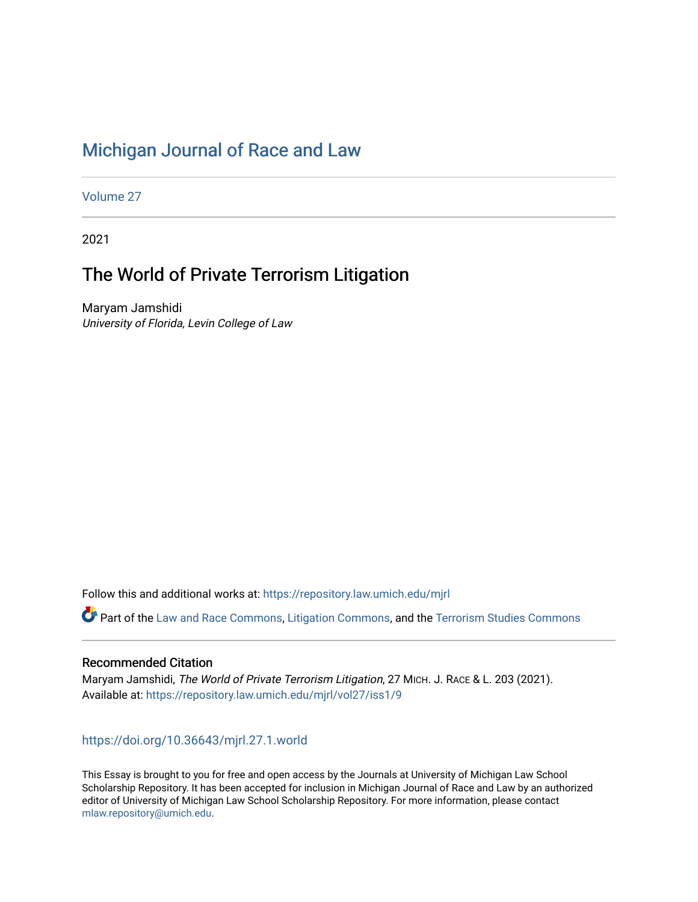# Michigan Journal of Race and Law

Volume 27

2021

## The World of Private Terrorism Litigation

Maryam Jamshidi
*University of Florida, Levin College of Law*

Follow this and additional works at: https://repository.law.umich.edu/mjrl

Part of the Law and Race Commons, Litigation Commons, and the Terrorism Studies Commons

### Recommended Citation

Maryam Jamshidi, *The World of Private Terrorism Litigation*, 27 MICH. J. RACE & L. 203 (2021).
Available at: https://repository.law.umich.edu/mjrl/vol27/iss1/9

https://doi.org/10.36643/mjrl.27.1.world

This Essay is brought to you for free and open access by the Journals at University of Michigan Law School Scholarship Repository. It has been accepted for inclusion in Michigan Journal of Race and Law by an authorized editor of University of Michigan Law School Scholarship Repository. For more information, please contact mlaw.repository@umich.edu.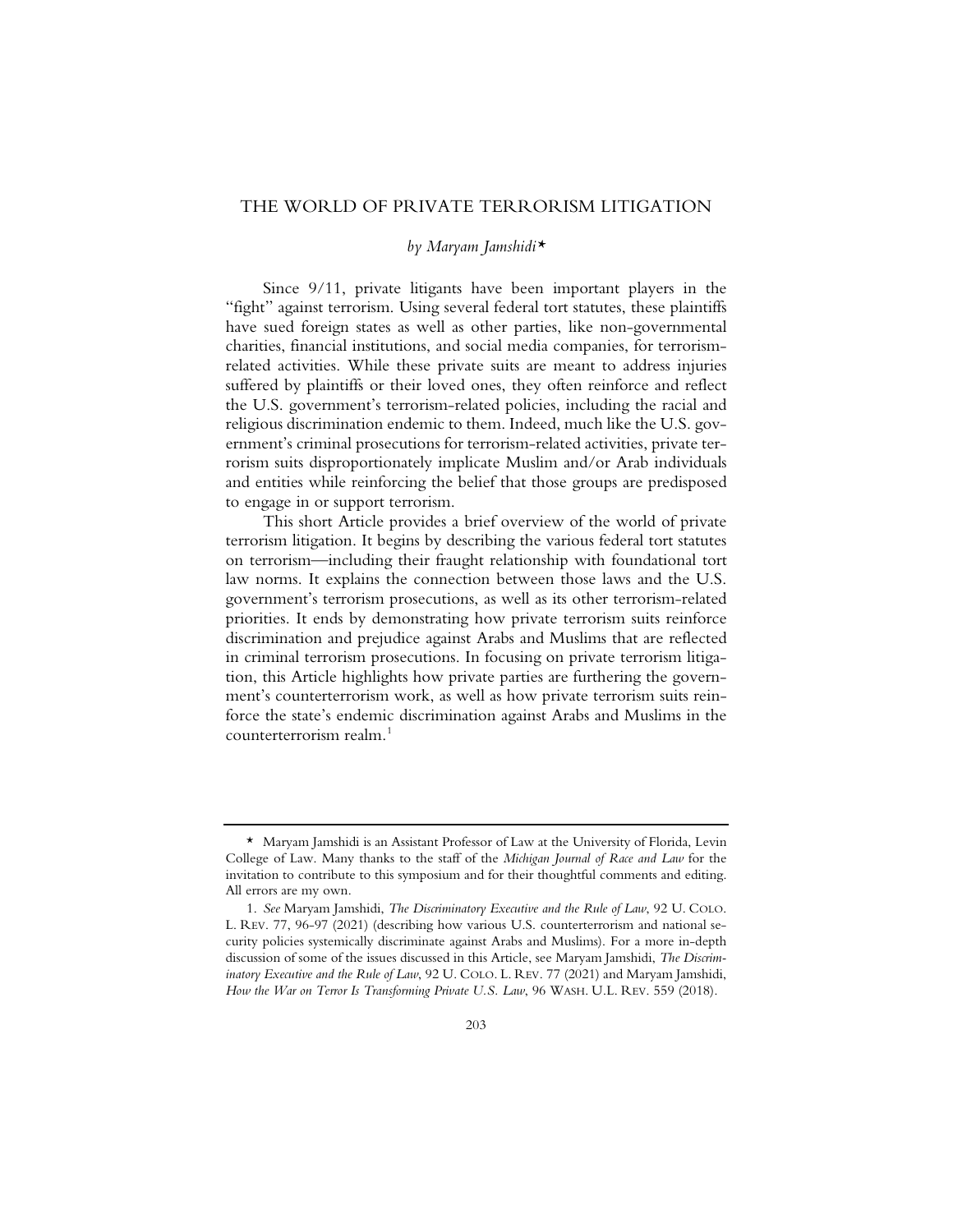# THE WORLD OF PRIVATE TERRORISM LITIGATION

*by Maryam Jamshidi*[*]

Since 9/11, private litigants have been important players in the "fight" against terrorism. Using several federal tort statutes, these plaintiffs have sued foreign states as well as other parties, like non-governmental charities, financial institutions, and social media companies, for terrorism-related activities. While these private suits are meant to address injuries suffered by plaintiffs or their loved ones, they often reinforce and reflect the U.S. government's terrorism-related policies, including the racial and religious discrimination endemic to them. Indeed, much like the U.S. government's criminal prosecutions for terrorism-related activities, private terrorism suits disproportionately implicate Muslim and/or Arab individuals and entities while reinforcing the belief that those groups are predisposed to engage in or support terrorism.

This short Article provides a brief overview of the world of private terrorism litigation. It begins by describing the various federal tort statutes on terrorism—including their fraught relationship with foundational tort law norms. It explains the connection between those laws and the U.S. government's terrorism prosecutions, as well as its other terrorism-related priorities. It ends by demonstrating how private terrorism suits reinforce discrimination and prejudice against Arabs and Muslims that are reflected in criminal terrorism prosecutions. In focusing on private terrorism litigation, this Article highlights how private parties are furthering the government's counterterrorism work, as well as how private terrorism suits reinforce the state's endemic discrimination against Arabs and Muslims in the counterterrorism realm.[1]

---

[*] Maryam Jamshidi is an Assistant Professor of Law at the University of Florida, Levin College of Law. Many thanks to the staff of the *Michigan Journal of Race and Law* for the invitation to contribute to this symposium and for their thoughtful comments and editing. All errors are my own.

1. *See* Maryam Jamshidi, *The Discriminatory Executive and the Rule of Law*, 92 U. COLO. L. REV. 77, 96-97 (2021) (describing how various U.S. counterterrorism and national security policies systemically discriminate against Arabs and Muslims). For a more in-depth discussion of some of the issues discussed in this Article, see Maryam Jamshidi, *The Discriminatory Executive and the Rule of Law*, 92 U. COLO. L. REV. 77 (2021) and Maryam Jamshidi, *How the War on Terror Is Transforming Private U.S. Law*, 96 WASH. U.L. REV. 559 (2018).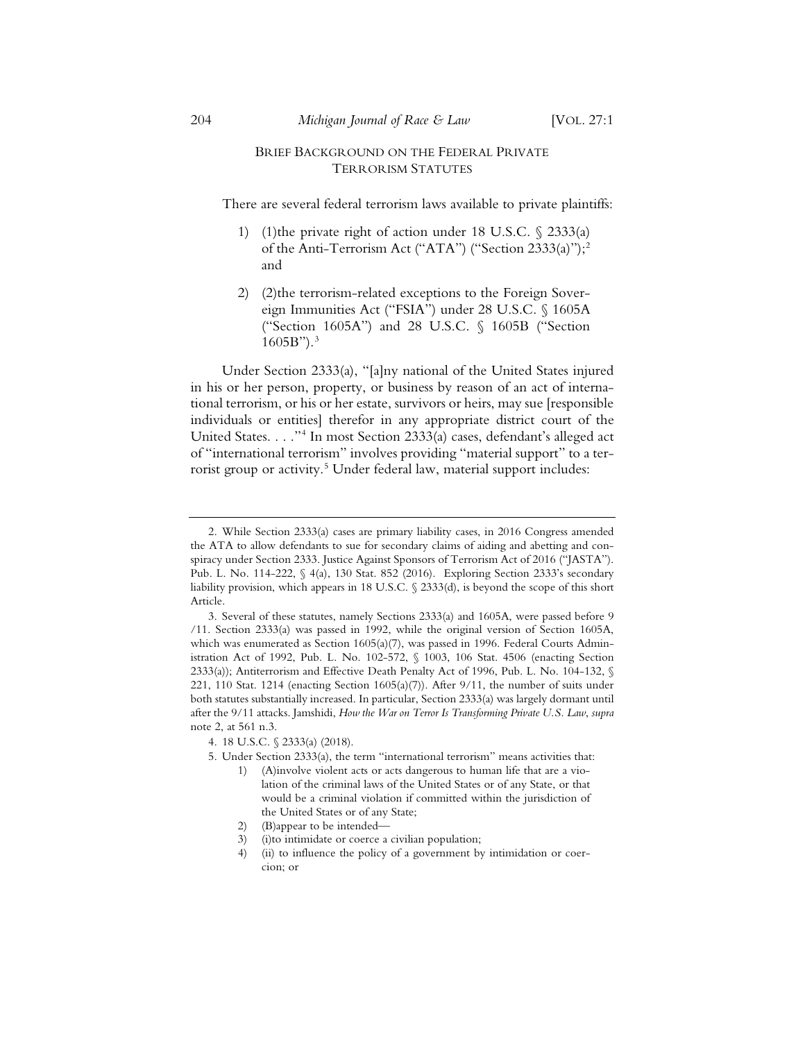## BRIEF BACKGROUND ON THE FEDERAL PRIVATE TERRORISM STATUTES

There are several federal terrorism laws available to private plaintiffs:

1) (1)the private right of action under 18 U.S.C. § 2333(a) of the Anti-Terrorism Act ("ATA") ("Section 2333(a)");[2] and

2) (2)the terrorism-related exceptions to the Foreign Sovereign Immunities Act ("FSIA") under 28 U.S.C. § 1605A ("Section 1605A") and 28 U.S.C. § 1605B ("Section 1605B").[3]

Under Section 2333(a), "[a]ny national of the United States injured in his or her person, property, or business by reason of an act of international terrorism, or his or her estate, survivors or heirs, may sue [responsible individuals or entities] therefor in any appropriate district court of the United States. . . ."[4] In most Section 2333(a) cases, defendant's alleged act of "international terrorism" involves providing "material support" to a terrorist group or activity.[5] Under federal law, material support includes:

---

2. While Section 2333(a) cases are primary liability cases, in 2016 Congress amended the ATA to allow defendants to sue for secondary claims of aiding and abetting and conspiracy under Section 2333. Justice Against Sponsors of Terrorism Act of 2016 ("JASTA"). Pub. L. No. 114-222, § 4(a), 130 Stat. 852 (2016). Exploring Section 2333's secondary liability provision, which appears in 18 U.S.C. § 2333(d), is beyond the scope of this short Article.

3. Several of these statutes, namely Sections 2333(a) and 1605A, were passed before 9/11. Section 2333(a) was passed in 1992, while the original version of Section 1605A, which was enumerated as Section 1605(a)(7), was passed in 1996. Federal Courts Administration Act of 1992, Pub. L. No. 102-572, § 1003, 106 Stat. 4506 (enacting Section 2333(a)); Antiterrorism and Effective Death Penalty Act of 1996, Pub. L. No. 104-132, § 221, 110 Stat. 1214 (enacting Section 1605(a)(7)). After 9/11, the number of suits under both statutes substantially increased. In particular, Section 2333(a) was largely dormant until after the 9/11 attacks. Jamshidi, *How the War on Terror Is Transforming Private U.S. Law*, *supra* note 2, at 561 n.3.

4. 18 U.S.C. § 2333(a) (2018).

5. Under Section 2333(a), the term "international terrorism" means activities that:

1) (A)involve violent acts or acts dangerous to human life that are a violation of the criminal laws of the United States or of any State, or that would be a criminal violation if committed within the jurisdiction of the United States or of any State;
2) (B)appear to be intended—
3) (i)to intimidate or coerce a civilian population;
4) (ii) to influence the policy of a government by intimidation or coercion; or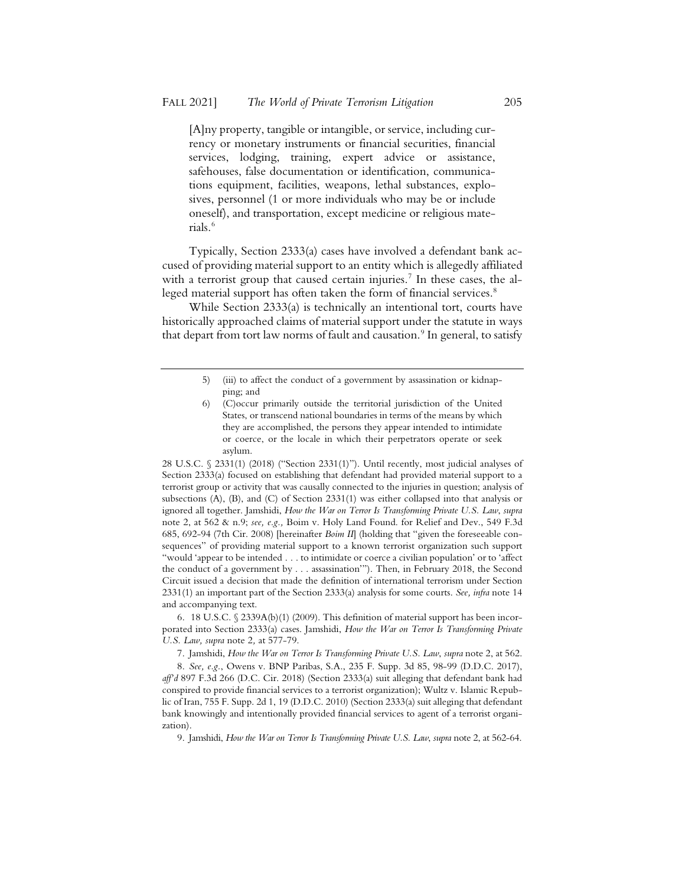> [A]ny property, tangible or intangible, or service, including currency or monetary instruments or financial securities, financial services, lodging, training, expert advice or assistance, safehouses, false documentation or identification, communications equipment, facilities, weapons, lethal substances, explosives, personnel (1 or more individuals who may be or include oneself), and transportation, except medicine or religious materials.[6]

Typically, Section 2333(a) cases have involved a defendant bank accused of providing material support to an entity which is allegedly affiliated with a terrorist group that caused certain injuries.[7] In these cases, the alleged material support has often taken the form of financial services.[8]

While Section 2333(a) is technically an intentional tort, courts have historically approached claims of material support under the statute in ways that depart from tort law norms of fault and causation.[9] In general, to satisfy

---

5) (iii) to affect the conduct of a government by assassination or kidnapping; and

6) (C)occur primarily outside the territorial jurisdiction of the United States, or transcend national boundaries in terms of the means by which they are accomplished, the persons they appear intended to intimidate or coerce, or the locale in which their perpetrators operate or seek asylum.

28 U.S.C. § 2331(1) (2018) ("Section 2331(1)"). Until recently, most judicial analyses of Section 2333(a) focused on establishing that defendant had provided material support to a terrorist group or activity that was causally connected to the injuries in question; analysis of subsections (A), (B), and (C) of Section 2331(1) was either collapsed into that analysis or ignored all together. Jamshidi, *How the War on Terror Is Transforming Private U.S. Law*, *supra* note 2, at 562 & n.9; *see, e.g.,* Boim v. Holy Land Found. for Relief and Dev., 549 F.3d 685, 692-94 (7th Cir. 2008) [hereinafter *Boim II*] (holding that "given the foreseeable consequences" of providing material support to a known terrorist organization such support "would 'appear to be intended . . . to intimidate or coerce a civilian population' or to 'affect the conduct of a government by . . . assassination'"). Then, in February 2018, the Second Circuit issued a decision that made the definition of international terrorism under Section 2331(1) an important part of the Section 2333(a) analysis for some courts. *See, infra* note 14 and accompanying text.

6. 18 U.S.C. § 2339A(b)(1) (2009). This definition of material support has been incorporated into Section 2333(a) cases. Jamshidi, *How the War on Terror Is Transforming Private U.S. Law, supra* note 2, at 577-79.

7. Jamshidi, *How the War on Terror Is Transforming Private U.S. Law*, *supra* note 2, at 562.

8. *See, e.g.*, Owens v. BNP Paribas, S.A., 235 F. Supp. 3d 85, 98-99 (D.D.C. 2017), *aff'd* 897 F.3d 266 (D.C. Cir. 2018) (Section 2333(a) suit alleging that defendant bank had conspired to provide financial services to a terrorist organization); Wultz v. Islamic Republic of Iran, 755 F. Supp. 2d 1, 19 (D.D.C. 2010) (Section 2333(a) suit alleging that defendant bank knowingly and intentionally provided financial services to agent of a terrorist organization).

9. Jamshidi, *How the War on Terror Is Transforming Private U.S. Law*, *supra* note 2, at 562-64.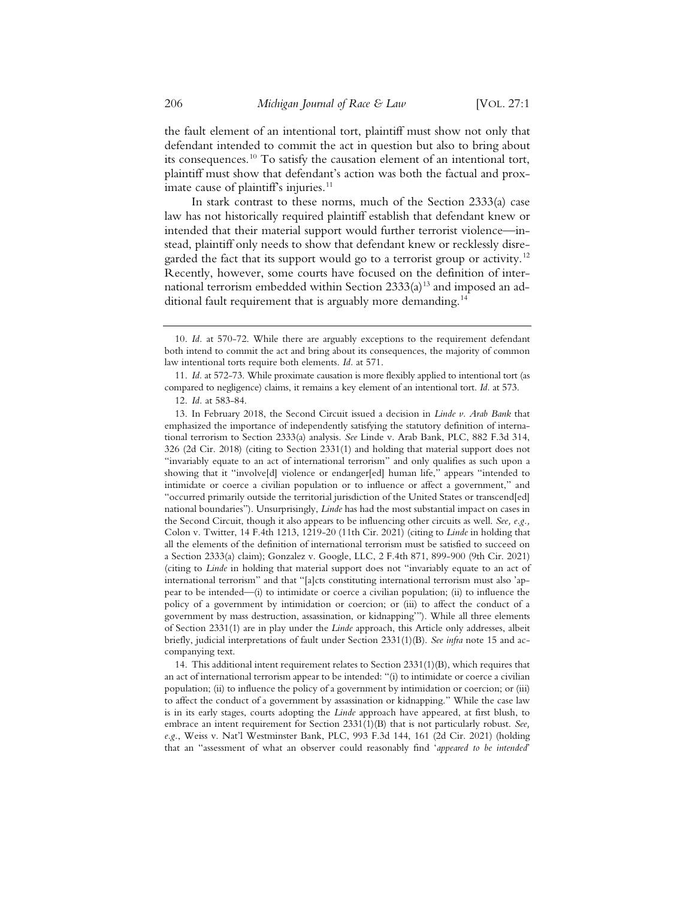the fault element of an intentional tort, plaintiff must show not only that defendant intended to commit the act in question but also to bring about its consequences.[10] To satisfy the causation element of an intentional tort, plaintiff must show that defendant's action was both the factual and proximate cause of plaintiff's injuries.[11]

In stark contrast to these norms, much of the Section 2333(a) case law has not historically required plaintiff establish that defendant knew or intended that their material support would further terrorist violence—instead, plaintiff only needs to show that defendant knew or recklessly disregarded the fact that its support would go to a terrorist group or activity.[12] Recently, however, some courts have focused on the definition of international terrorism embedded within Section 2333(a)[13] and imposed an additional fault requirement that is arguably more demanding.[14]

---

10. *Id.* at 570-72. While there are arguably exceptions to the requirement defendant both intend to commit the act and bring about its consequences, the majority of common law intentional torts require both elements. *Id.* at 571.

11. *Id.* at 572-73. While proximate causation is more flexibly applied to intentional tort (as compared to negligence) claims, it remains a key element of an intentional tort. *Id.* at 573.

12. *Id.* at 583-84.

13. In February 2018, the Second Circuit issued a decision in *Linde v. Arab Bank* that emphasized the importance of independently satisfying the statutory definition of international terrorism to Section 2333(a) analysis. *See* Linde v. Arab Bank, PLC, 882 F.3d 314, 326 (2d Cir. 2018) (citing to Section 2331(1) and holding that material support does not "invariably equate to an act of international terrorism" and only qualifies as such upon a showing that it "involve[d] violence or endanger[ed] human life," appears "intended to intimidate or coerce a civilian population or to influence or affect a government," and "occurred primarily outside the territorial jurisdiction of the United States or transcend[ed] national boundaries"). Unsurprisingly, *Linde* has had the most substantial impact on cases in the Second Circuit, though it also appears to be influencing other circuits as well. *See, e.g.,* Colon v. Twitter, 14 F.4th 1213, 1219-20 (11th Cir. 2021) (citing to *Linde* in holding that all the elements of the definition of international terrorism must be satisfied to succeed on a Section 2333(a) claim); Gonzalez v. Google, LLC, 2 F.4th 871, 899-900 (9th Cir. 2021) (citing to *Linde* in holding that material support does not "invariably equate to an act of international terrorism" and that "[a]cts constituting international terrorism must also 'appear to be intended—(i) to intimidate or coerce a civilian population; (ii) to influence the policy of a government by intimidation or coercion; or (iii) to affect the conduct of a government by mass destruction, assassination, or kidnapping'"). While all three elements of Section 2331(1) are in play under the *Linde* approach, this Article only addresses, albeit briefly, judicial interpretations of fault under Section 2331(1)(B). *See infra* note 15 and accompanying text.

14. This additional intent requirement relates to Section 2331(1)(B), which requires that an act of international terrorism appear to be intended: "(i) to intimidate or coerce a civilian population; (ii) to influence the policy of a government by intimidation or coercion; or (iii) to affect the conduct of a government by assassination or kidnapping." While the case law is in its early stages, courts adopting the *Linde* approach have appeared, at first blush, to embrace an intent requirement for Section 2331(1)(B) that is not particularly robust. *See, e.g.*, Weiss v. Nat'l Westminster Bank, PLC, 993 F.3d 144, 161 (2d Cir. 2021) (holding that an "assessment of what an observer could reasonably find '*appeared to be intended*'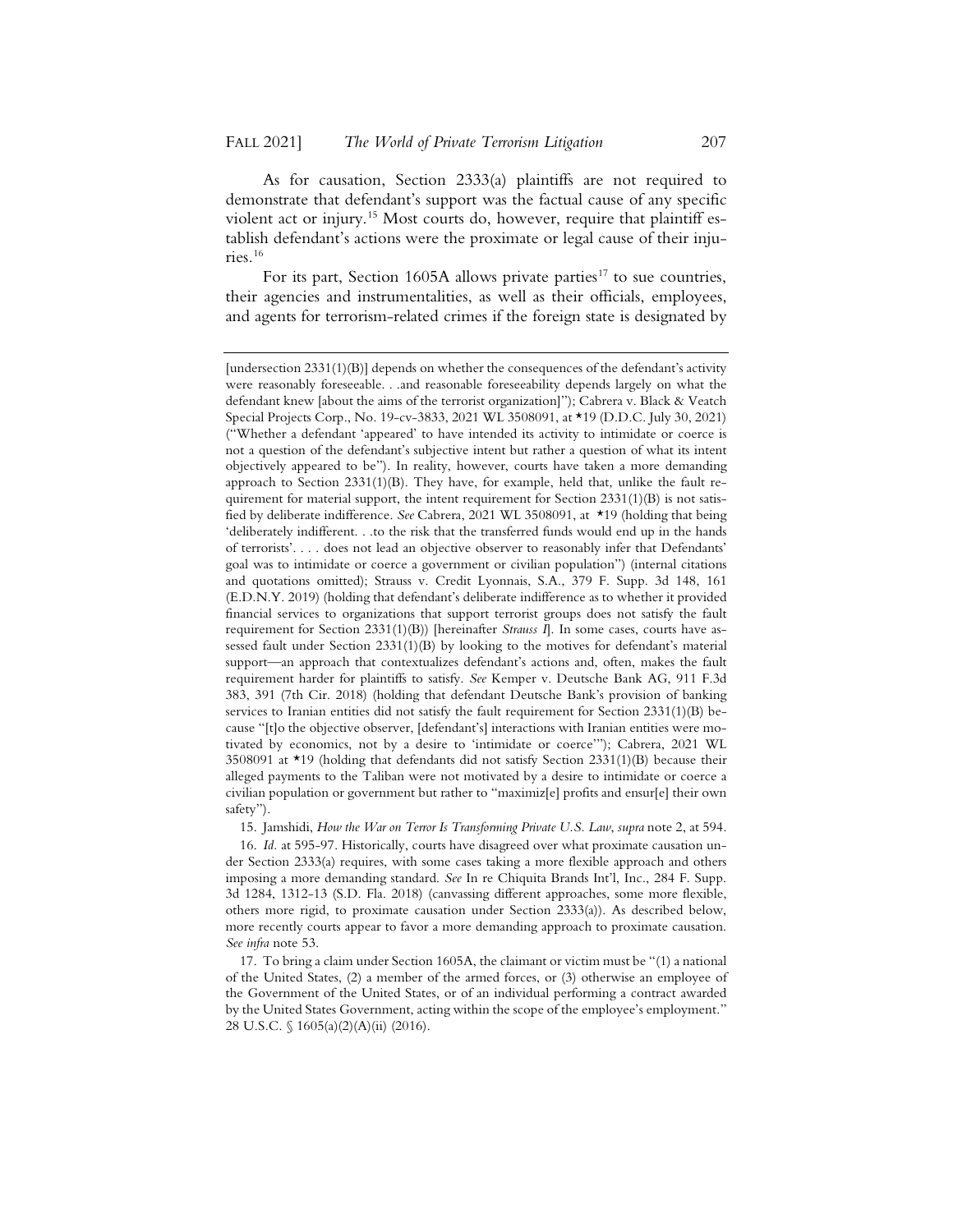As for causation, Section 2333(a) plaintiffs are not required to demonstrate that defendant's support was the factual cause of any specific violent act or injury.[15] Most courts do, however, require that plaintiff establish defendant's actions were the proximate or legal cause of their injuries.[16]

For its part, Section 1605A allows private parties[17] to sue countries, their agencies and instrumentalities, as well as their officials, employees, and agents for terrorism-related crimes if the foreign state is designated by

---

[undersection 2331(1)(B)] depends on whether the consequences of the defendant's activity were reasonably foreseeable. . .and reasonable foreseeability depends largely on what the defendant knew [about the aims of the terrorist organization]"); Cabrera v. Black & Veatch Special Projects Corp., No. 19-cv-3833, 2021 WL 3508091, at *19 (D.D.C. July 30, 2021) ("Whether a defendant 'appeared' to have intended its activity to intimidate or coerce is not a question of the defendant's subjective intent but rather a question of what its intent objectively appeared to be"). In reality, however, courts have taken a more demanding approach to Section 2331(1)(B). They have, for example, held that, unlike the fault requirement for material support, the intent requirement for Section 2331(1)(B) is not satisfied by deliberate indifference. *See* Cabrera, 2021 WL 3508091, at *19 (holding that being 'deliberately indifferent. . .to the risk that the transferred funds would end up in the hands of terrorists'. . . . does not lead an objective observer to reasonably infer that Defendants' goal was to intimidate or coerce a government or civilian population") (internal citations and quotations omitted); Strauss v. Credit Lyonnais, S.A., 379 F. Supp. 3d 148, 161 (E.D.N.Y. 2019) (holding that defendant's deliberate indifference as to whether it provided financial services to organizations that support terrorist groups does not satisfy the fault requirement for Section 2331(1)(B)) [hereinafter *Strauss I*]. In some cases, courts have assessed fault under Section 2331(1)(B) by looking to the motives for defendant's material support—an approach that contextualizes defendant's actions and, often, makes the fault requirement harder for plaintiffs to satisfy. *See* Kemper v. Deutsche Bank AG, 911 F.3d 383, 391 (7th Cir. 2018) (holding that defendant Deutsche Bank's provision of banking services to Iranian entities did not satisfy the fault requirement for Section 2331(1)(B) because "[t]o the objective observer, [defendant's] interactions with Iranian entities were motivated by economics, not by a desire to 'intimidate or coerce'"); Cabrera, 2021 WL 3508091 at *19 (holding that defendants did not satisfy Section 2331(1)(B) because their alleged payments to the Taliban were not motivated by a desire to intimidate or coerce a civilian population or government but rather to "maximiz[e] profits and ensur[e] their own safety").

15. Jamshidi, *How the War on Terror Is Transforming Private U.S. Law*, *supra* note 2, at 594.

16. *Id.* at 595-97. Historically, courts have disagreed over what proximate causation under Section 2333(a) requires, with some cases taking a more flexible approach and others imposing a more demanding standard. *See* In re Chiquita Brands Int'l, Inc., 284 F. Supp. 3d 1284, 1312-13 (S.D. Fla. 2018) (canvassing different approaches, some more flexible, others more rigid, to proximate causation under Section 2333(a)). As described below, more recently courts appear to favor a more demanding approach to proximate causation. *See infra* note 53.

17. To bring a claim under Section 1605A, the claimant or victim must be "(1) a national of the United States, (2) a member of the armed forces, or (3) otherwise an employee of the Government of the United States, or of an individual performing a contract awarded by the United States Government, acting within the scope of the employee's employment." 28 U.S.C. § 1605(a)(2)(A)(ii) (2016).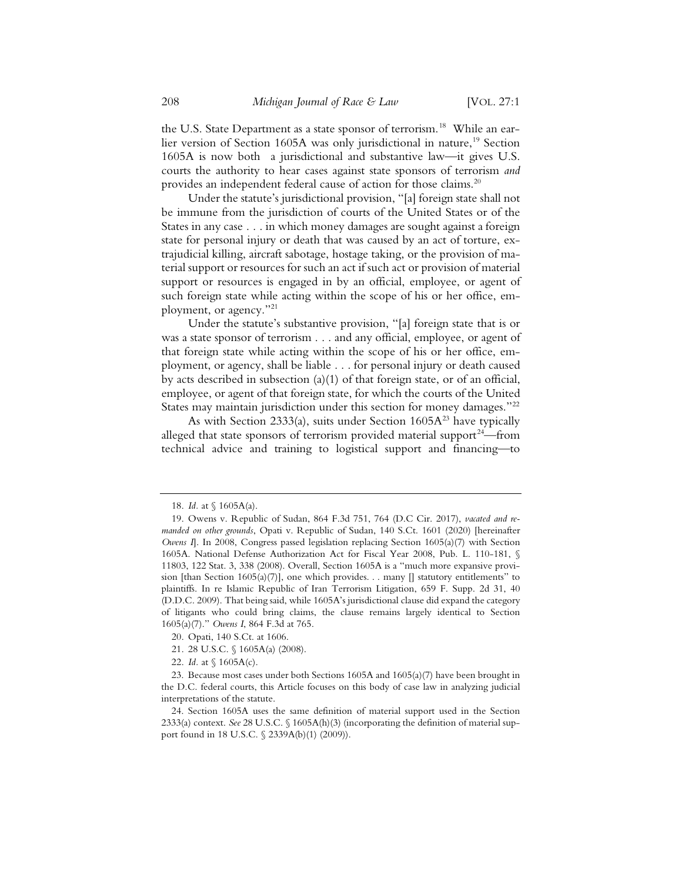the U.S. State Department as a state sponsor of terrorism.[18] While an earlier version of Section 1605A was only jurisdictional in nature,[19] Section 1605A is now both a jurisdictional and substantive law—it gives U.S. courts the authority to hear cases against state sponsors of terrorism *and* provides an independent federal cause of action for those claims.[20]

Under the statute's jurisdictional provision, "[a] foreign state shall not be immune from the jurisdiction of courts of the United States or of the States in any case . . . in which money damages are sought against a foreign state for personal injury or death that was caused by an act of torture, extrajudicial killing, aircraft sabotage, hostage taking, or the provision of material support or resources for such an act if such act or provision of material support or resources is engaged in by an official, employee, or agent of such foreign state while acting within the scope of his or her office, employment, or agency."[21]

Under the statute's substantive provision, "[a] foreign state that is or was a state sponsor of terrorism . . . and any official, employee, or agent of that foreign state while acting within the scope of his or her office, employment, or agency, shall be liable . . . for personal injury or death caused by acts described in subsection (a)(1) of that foreign state, or of an official, employee, or agent of that foreign state, for which the courts of the United States may maintain jurisdiction under this section for money damages."[22]

As with Section 2333(a), suits under Section 1605A[23] have typically alleged that state sponsors of terrorism provided material support[24]—from technical advice and training to logistical support and financing—to

---

18. *Id.* at § 1605A(a).

19. Owens v. Republic of Sudan, 864 F.3d 751, 764 (D.C Cir. 2017), *vacated and remanded on other grounds*, Opati v. Republic of Sudan, 140 S.Ct. 1601 (2020) [hereinafter *Owens I*]. In 2008, Congress passed legislation replacing Section 1605(a)(7) with Section 1605A. National Defense Authorization Act for Fiscal Year 2008, Pub. L. 110-181, § 11803, 122 Stat. 3, 338 (2008). Overall, Section 1605A is a "much more expansive provision [than Section 1605(a)(7)], one which provides. . . many [] statutory entitlements" to plaintiffs. In re Islamic Republic of Iran Terrorism Litigation, 659 F. Supp. 2d 31, 40 (D.D.C. 2009). That being said, while 1605A's jurisdictional clause did expand the category of litigants who could bring claims, the clause remains largely identical to Section 1605(a)(7)." *Owens I*, 864 F.3d at 765.

20. Opati, 140 S.Ct. at 1606.

21. 28 U.S.C. § 1605A(a) (2008).

22. *Id.* at § 1605A(c).

23. Because most cases under both Sections 1605A and 1605(a)(7) have been brought in the D.C. federal courts, this Article focuses on this body of case law in analyzing judicial interpretations of the statute.

24. Section 1605A uses the same definition of material support used in the Section 2333(a) context. *See* 28 U.S.C. § 1605A(h)(3) (incorporating the definition of material support found in 18 U.S.C. § 2339A(b)(1) (2009)).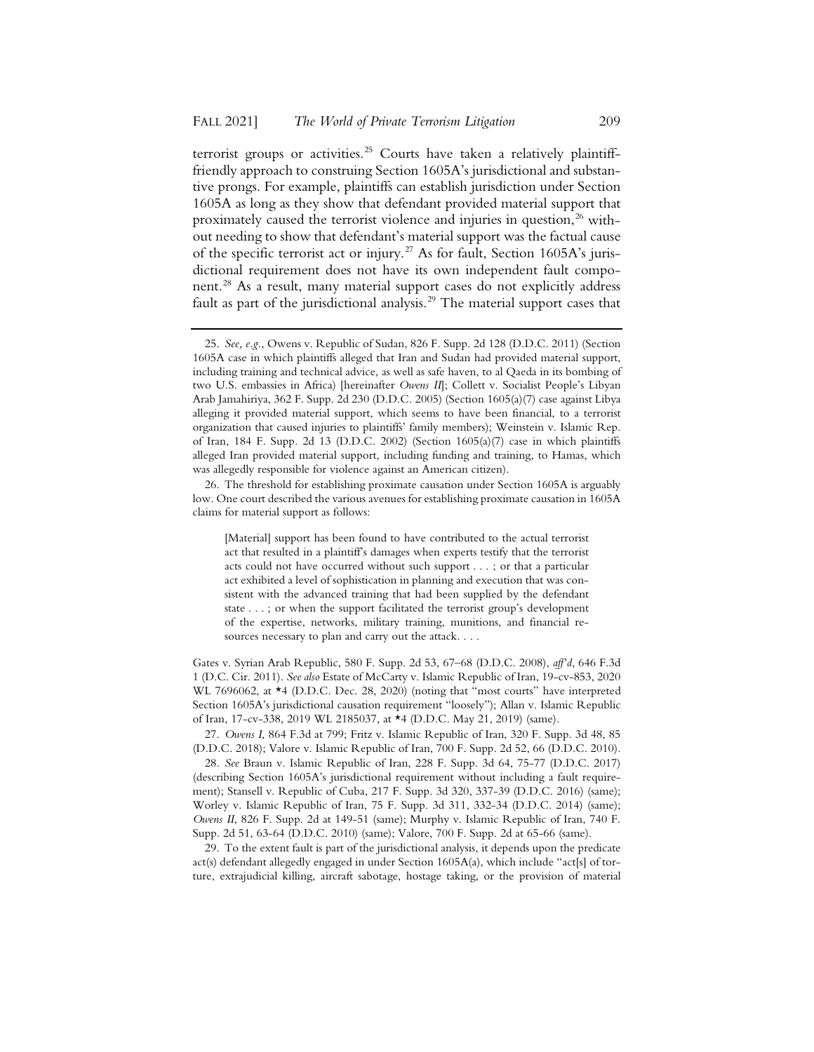terrorist groups or activities.[25] Courts have taken a relatively plaintiff-friendly approach to construing Section 1605A's jurisdictional and substantive prongs. For example, plaintiffs can establish jurisdiction under Section 1605A as long as they show that defendant provided material support that proximately caused the terrorist violence and injuries in question,[26] without needing to show that defendant's material support was the factual cause of the specific terrorist act or injury.[27] As for fault, Section 1605A's jurisdictional requirement does not have its own independent fault component.[28] As a result, many material support cases do not explicitly address fault as part of the jurisdictional analysis.[29] The material support cases that

---

25. *See, e.g.*, Owens v. Republic of Sudan, 826 F. Supp. 2d 128 (D.D.C. 2011) (Section 1605A case in which plaintiffs alleged that Iran and Sudan had provided material support, including training and technical advice, as well as safe haven, to al Qaeda in its bombing of two U.S. embassies in Africa) [hereinafter *Owens II*]; Collett v. Socialist People's Libyan Arab Jamahiriya, 362 F. Supp. 2d 230 (D.D.C. 2005) (Section 1605(a)(7) case against Libya alleging it provided material support, which seems to have been financial, to a terrorist organization that caused injuries to plaintiffs' family members); Weinstein v. Islamic Rep. of Iran, 184 F. Supp. 2d 13 (D.D.C. 2002) (Section 1605(a)(7) case in which plaintiffs alleged Iran provided material support, including funding and training, to Hamas, which was allegedly responsible for violence against an American citizen).

26. The threshold for establishing proximate causation under Section 1605A is arguably low. One court described the various avenues for establishing proximate causation in 1605A claims for material support as follows:

> [Material] support has been found to have contributed to the actual terrorist act that resulted in a plaintiff's damages when experts testify that the terrorist acts could not have occurred without such support . . . ; or that a particular act exhibited a level of sophistication in planning and execution that was consistent with the advanced training that had been supplied by the defendant state . . . ; or when the support facilitated the terrorist group's development of the expertise, networks, military training, munitions, and financial resources necessary to plan and carry out the attack. . . .

Gates v. Syrian Arab Republic, 580 F. Supp. 2d 53, 67–68 (D.D.C. 2008), *aff'd*, 646 F.3d 1 (D.C. Cir. 2011). *See also* Estate of McCarty v. Islamic Republic of Iran, 19-cv-853, 2020 WL 7696062, at *4 (D.D.C. Dec. 28, 2020) (noting that "most courts" have interpreted Section 1605A's jurisdictional causation requirement "loosely"); Allan v. Islamic Republic of Iran, 17-cv-338, 2019 WL 2185037, at *4 (D.D.C. May 21, 2019) (same).

27. *Owens I*, 864 F.3d at 799; Fritz v. Islamic Republic of Iran, 320 F. Supp. 3d 48, 85 (D.D.C. 2018); Valore v. Islamic Republic of Iran, 700 F. Supp. 2d 52, 66 (D.D.C. 2010).

28. *See* Braun v. Islamic Republic of Iran, 228 F. Supp. 3d 64, 75-77 (D.D.C. 2017) (describing Section 1605A's jurisdictional requirement without including a fault requirement); Stansell v. Republic of Cuba, 217 F. Supp. 3d 320, 337-39 (D.D.C. 2016) (same); Worley v. Islamic Republic of Iran, 75 F. Supp. 3d 311, 332-34 (D.D.C. 2014) (same); *Owens II*, 826 F. Supp. 2d at 149-51 (same); Murphy v. Islamic Republic of Iran, 740 F. Supp. 2d 51, 63-64 (D.D.C. 2010) (same); Valore, 700 F. Supp. 2d at 65-66 (same).

29. To the extent fault is part of the jurisdictional analysis, it depends upon the predicate act(s) defendant allegedly engaged in under Section 1605A(a), which include "act[s] of torture, extrajudicial killing, aircraft sabotage, hostage taking, or the provision of material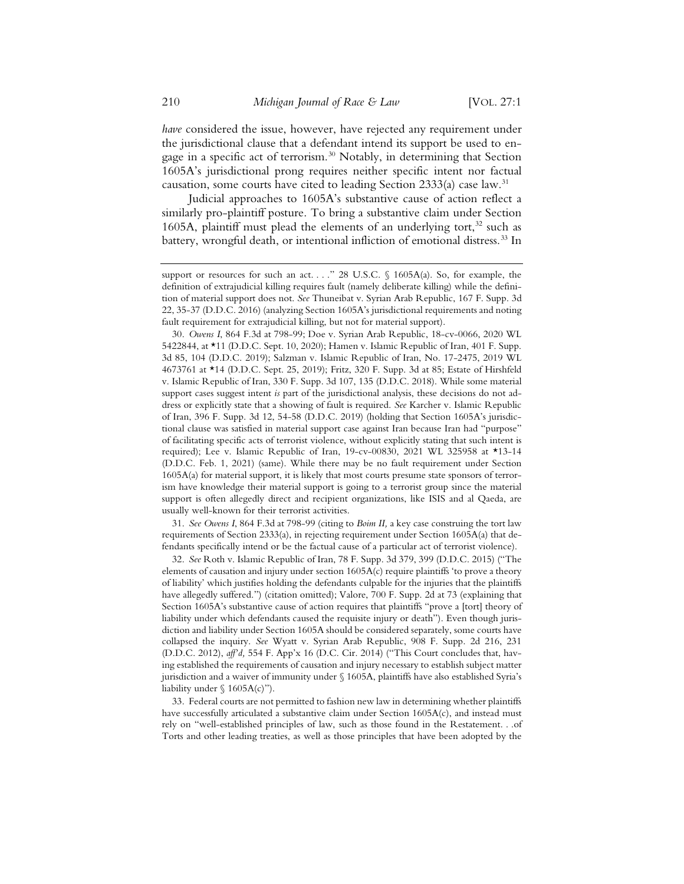*have* considered the issue, however, have rejected any requirement under the jurisdictional clause that a defendant intend its support be used to engage in a specific act of terrorism.[30] Notably, in determining that Section 1605A's jurisdictional prong requires neither specific intent nor factual causation, some courts have cited to leading Section 2333(a) case law.[31]

Judicial approaches to 1605A's substantive cause of action reflect a similarly pro-plaintiff posture. To bring a substantive claim under Section 1605A, plaintiff must plead the elements of an underlying tort,[32] such as battery, wrongful death, or intentional infliction of emotional distress.[33] In

---

support or resources for such an act. . . ." 28 U.S.C. § 1605A(a). So, for example, the definition of extrajudicial killing requires fault (namely deliberate killing) while the definition of material support does not. *See* Thuneibat v. Syrian Arab Republic, 167 F. Supp. 3d 22, 35-37 (D.D.C. 2016) (analyzing Section 1605A's jurisdictional requirements and noting fault requirement for extrajudicial killing, but not for material support).

30. *Owens I*, 864 F.3d at 798-99; Doe v. Syrian Arab Republic, 18-cv-0066, 2020 WL 5422844, at *11 (D.D.C. Sept. 10, 2020); Hamen v. Islamic Republic of Iran, 401 F. Supp. 3d 85, 104 (D.D.C. 2019); Salzman v. Islamic Republic of Iran, No. 17-2475, 2019 WL 4673761 at *14 (D.D.C. Sept. 25, 2019); Fritz, 320 F. Supp. 3d at 85; Estate of Hirshfeld v. Islamic Republic of Iran, 330 F. Supp. 3d 107, 135 (D.D.C. 2018). While some material support cases suggest intent *is* part of the jurisdictional analysis, these decisions do not address or explicitly state that a showing of fault is required. *See* Karcher v. Islamic Republic of Iran, 396 F. Supp. 3d 12, 54-58 (D.D.C. 2019) (holding that Section 1605A's jurisdictional clause was satisfied in material support case against Iran because Iran had "purpose" of facilitating specific acts of terrorist violence, without explicitly stating that such intent is required); Lee v. Islamic Republic of Iran, 19-cv-00830, 2021 WL 325958 at *13-14 (D.D.C. Feb. 1, 2021) (same). While there may be no fault requirement under Section 1605A(a) for material support, it is likely that most courts presume state sponsors of terrorism have knowledge their material support is going to a terrorist group since the material support is often allegedly direct and recipient organizations, like ISIS and al Qaeda, are usually well-known for their terrorist activities.

31. *See Owens I*, 864 F.3d at 798-99 (citing to *Boim II,* a key case construing the tort law requirements of Section 2333(a), in rejecting requirement under Section 1605A(a) that defendants specifically intend or be the factual cause of a particular act of terrorist violence).

32. *See* Roth v. Islamic Republic of Iran, 78 F. Supp. 3d 379, 399 (D.D.C. 2015) ("The elements of causation and injury under section 1605A(c) require plaintiffs 'to prove a theory of liability' which justifies holding the defendants culpable for the injuries that the plaintiffs have allegedly suffered.") (citation omitted); Valore, 700 F. Supp. 2d at 73 (explaining that Section 1605A's substantive cause of action requires that plaintiffs "prove a [tort] theory of liability under which defendants caused the requisite injury or death"). Even though jurisdiction and liability under Section 1605A should be considered separately, some courts have collapsed the inquiry. *See* Wyatt v. Syrian Arab Republic, 908 F. Supp. 2d 216, 231 (D.D.C. 2012), *aff'd,* 554 F. App'x 16 (D.C. Cir. 2014) ("This Court concludes that, having established the requirements of causation and injury necessary to establish subject matter jurisdiction and a waiver of immunity under § 1605A, plaintiffs have also established Syria's liability under § 1605A(c)").

33. Federal courts are not permitted to fashion new law in determining whether plaintiffs have successfully articulated a substantive claim under Section 1605A(c), and instead must rely on "well-established principles of law, such as those found in the Restatement. . .of Torts and other leading treaties, as well as those principles that have been adopted by the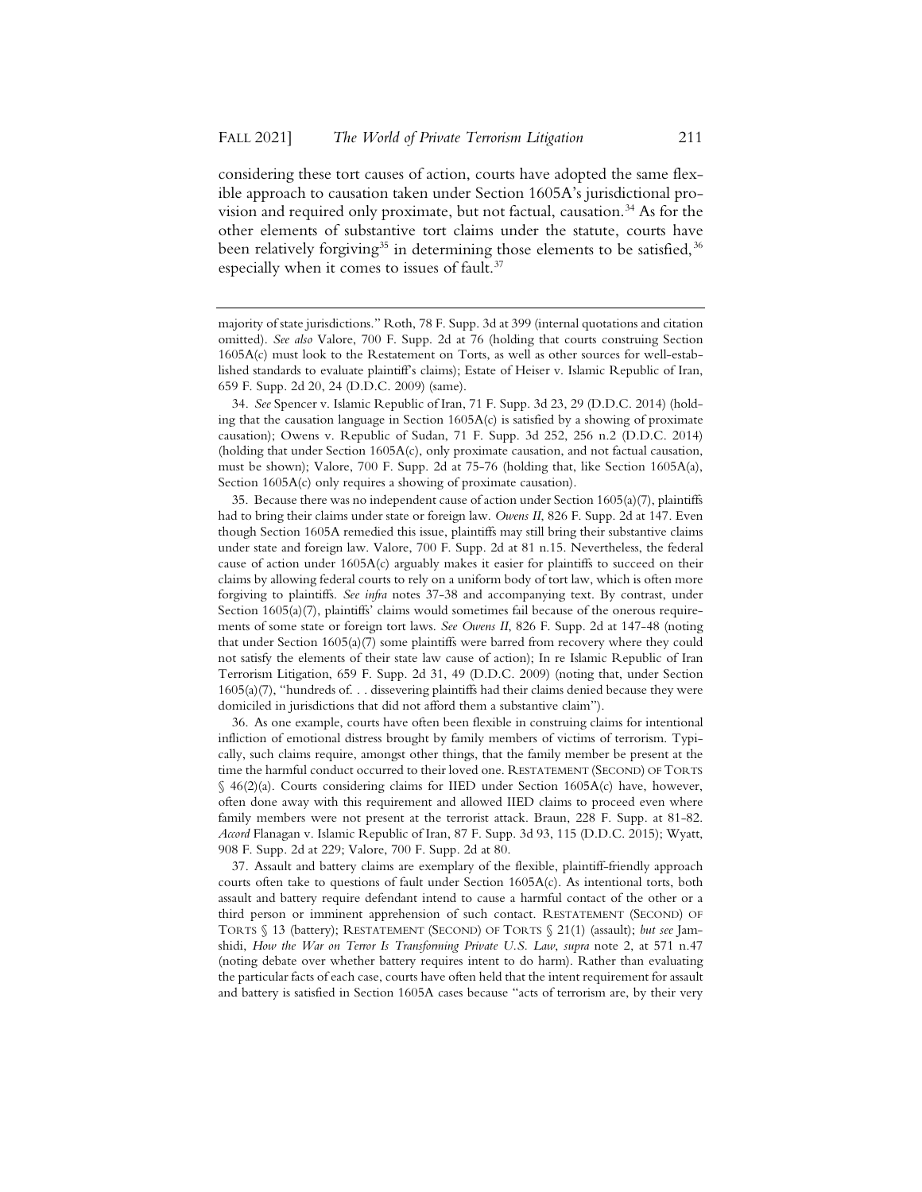considering these tort causes of action, courts have adopted the same flexible approach to causation taken under Section 1605A's jurisdictional provision and required only proximate, but not factual, causation.[34] As for the other elements of substantive tort claims under the statute, courts have been relatively forgiving[35] in determining those elements to be satisfied,[36] especially when it comes to issues of fault.[37]

---

majority of state jurisdictions." Roth, 78 F. Supp. 3d at 399 (internal quotations and citation omitted). *See also* Valore, 700 F. Supp. 2d at 76 (holding that courts construing Section 1605A(c) must look to the Restatement on Torts, as well as other sources for well-established standards to evaluate plaintiff's claims); Estate of Heiser v. Islamic Republic of Iran, 659 F. Supp. 2d 20, 24 (D.D.C. 2009) (same).

34. *See* Spencer v. Islamic Republic of Iran, 71 F. Supp. 3d 23, 29 (D.D.C. 2014) (holding that the causation language in Section 1605A(c) is satisfied by a showing of proximate causation); Owens v. Republic of Sudan, 71 F. Supp. 3d 252, 256 n.2 (D.D.C. 2014) (holding that under Section 1605A(c), only proximate causation, and not factual causation, must be shown); Valore, 700 F. Supp. 2d at 75-76 (holding that, like Section 1605A(a), Section 1605A(c) only requires a showing of proximate causation).

35. Because there was no independent cause of action under Section 1605(a)(7), plaintiffs had to bring their claims under state or foreign law. *Owens II*, 826 F. Supp. 2d at 147. Even though Section 1605A remedied this issue, plaintiffs may still bring their substantive claims under state and foreign law. Valore, 700 F. Supp. 2d at 81 n.15. Nevertheless, the federal cause of action under 1605A(c) arguably makes it easier for plaintiffs to succeed on their claims by allowing federal courts to rely on a uniform body of tort law, which is often more forgiving to plaintiffs. *See infra* notes 37-38 and accompanying text. By contrast, under Section 1605(a)(7), plaintiffs' claims would sometimes fail because of the onerous requirements of some state or foreign tort laws. *See Owens II*, 826 F. Supp. 2d at 147-48 (noting that under Section 1605(a)(7) some plaintiffs were barred from recovery where they could not satisfy the elements of their state law cause of action); In re Islamic Republic of Iran Terrorism Litigation, 659 F. Supp. 2d 31, 49 (D.D.C. 2009) (noting that, under Section 1605(a)(7), "hundreds of. . . dissevering plaintiffs had their claims denied because they were domiciled in jurisdictions that did not afford them a substantive claim").

36. As one example, courts have often been flexible in construing claims for intentional infliction of emotional distress brought by family members of victims of terrorism. Typically, such claims require, amongst other things, that the family member be present at the time the harmful conduct occurred to their loved one. RESTATEMENT (SECOND) OF TORTS § 46(2)(a). Courts considering claims for IIED under Section 1605A(c) have, however, often done away with this requirement and allowed IIED claims to proceed even where family members were not present at the terrorist attack. Braun, 228 F. Supp. at 81-82. *Accord* Flanagan v. Islamic Republic of Iran, 87 F. Supp. 3d 93, 115 (D.D.C. 2015); Wyatt, 908 F. Supp. 2d at 229; Valore, 700 F. Supp. 2d at 80.

37. Assault and battery claims are exemplary of the flexible, plaintiff-friendly approach courts often take to questions of fault under Section 1605A(c). As intentional torts, both assault and battery require defendant intend to cause a harmful contact of the other or a third person or imminent apprehension of such contact. RESTATEMENT (SECOND) OF TORTS § 13 (battery); RESTATEMENT (SECOND) OF TORTS § 21(1) (assault); *but see* Jamshidi, *How the War on Terror Is Transforming Private U.S. Law*, *supra* note 2, at 571 n.47 (noting debate over whether battery requires intent to do harm). Rather than evaluating the particular facts of each case, courts have often held that the intent requirement for assault and battery is satisfied in Section 1605A cases because "acts of terrorism are, by their very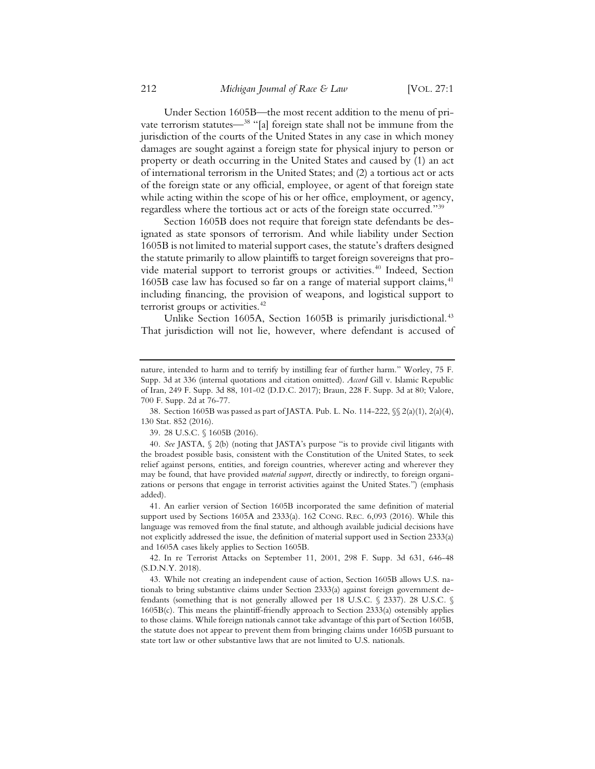Under Section 1605B—the most recent addition to the menu of private terrorism statutes—[38] "[a] foreign state shall not be immune from the jurisdiction of the courts of the United States in any case in which money damages are sought against a foreign state for physical injury to person or property or death occurring in the United States and caused by (1) an act of international terrorism in the United States; and (2) a tortious act or acts of the foreign state or any official, employee, or agent of that foreign state while acting within the scope of his or her office, employment, or agency, regardless where the tortious act or acts of the foreign state occurred."[39]

Section 1605B does not require that foreign state defendants be designated as state sponsors of terrorism. And while liability under Section 1605B is not limited to material support cases, the statute's drafters designed the statute primarily to allow plaintiffs to target foreign sovereigns that provide material support to terrorist groups or activities.[40] Indeed, Section 1605B case law has focused so far on a range of material support claims,[41] including financing, the provision of weapons, and logistical support to terrorist groups or activities.[42]

Unlike Section 1605A, Section 1605B is primarily jurisdictional.[43] That jurisdiction will not lie, however, where defendant is accused of

---

nature, intended to harm and to terrify by instilling fear of further harm." Worley, 75 F. Supp. 3d at 336 (internal quotations and citation omitted). *Accord* Gill v. Islamic Republic of Iran, 249 F. Supp. 3d 88, 101-02 (D.D.C. 2017); Braun, 228 F. Supp. 3d at 80; Valore, 700 F. Supp. 2d at 76-77.

38. Section 1605B was passed as part of JASTA. Pub. L. No. 114-222, §§ 2(a)(1), 2(a)(4), 130 Stat. 852 (2016).

39. 28 U.S.C. § 1605B (2016).

40. *See* JASTA, § 2(b) (noting that JASTA's purpose "is to provide civil litigants with the broadest possible basis, consistent with the Constitution of the United States, to seek relief against persons, entities, and foreign countries, wherever acting and wherever they may be found, that have provided *material support*, directly or indirectly, to foreign organizations or persons that engage in terrorist activities against the United States.") (emphasis added).

41. An earlier version of Section 1605B incorporated the same definition of material support used by Sections 1605A and 2333(a). 162 CONG. REC. 6,093 (2016). While this language was removed from the final statute, and although available judicial decisions have not explicitly addressed the issue, the definition of material support used in Section 2333(a) and 1605A cases likely applies to Section 1605B.

42. In re Terrorist Attacks on September 11, 2001, 298 F. Supp. 3d 631, 646-48 (S.D.N.Y. 2018).

43. While not creating an independent cause of action, Section 1605B allows U.S. nationals to bring substantive claims under Section 2333(a) against foreign government defendants (something that is not generally allowed per 18 U.S.C. § 2337). 28 U.S.C. § 1605B(c). This means the plaintiff-friendly approach to Section 2333(a) ostensibly applies to those claims. While foreign nationals cannot take advantage of this part of Section 1605B, the statute does not appear to prevent them from bringing claims under 1605B pursuant to state tort law or other substantive laws that are not limited to U.S. nationals.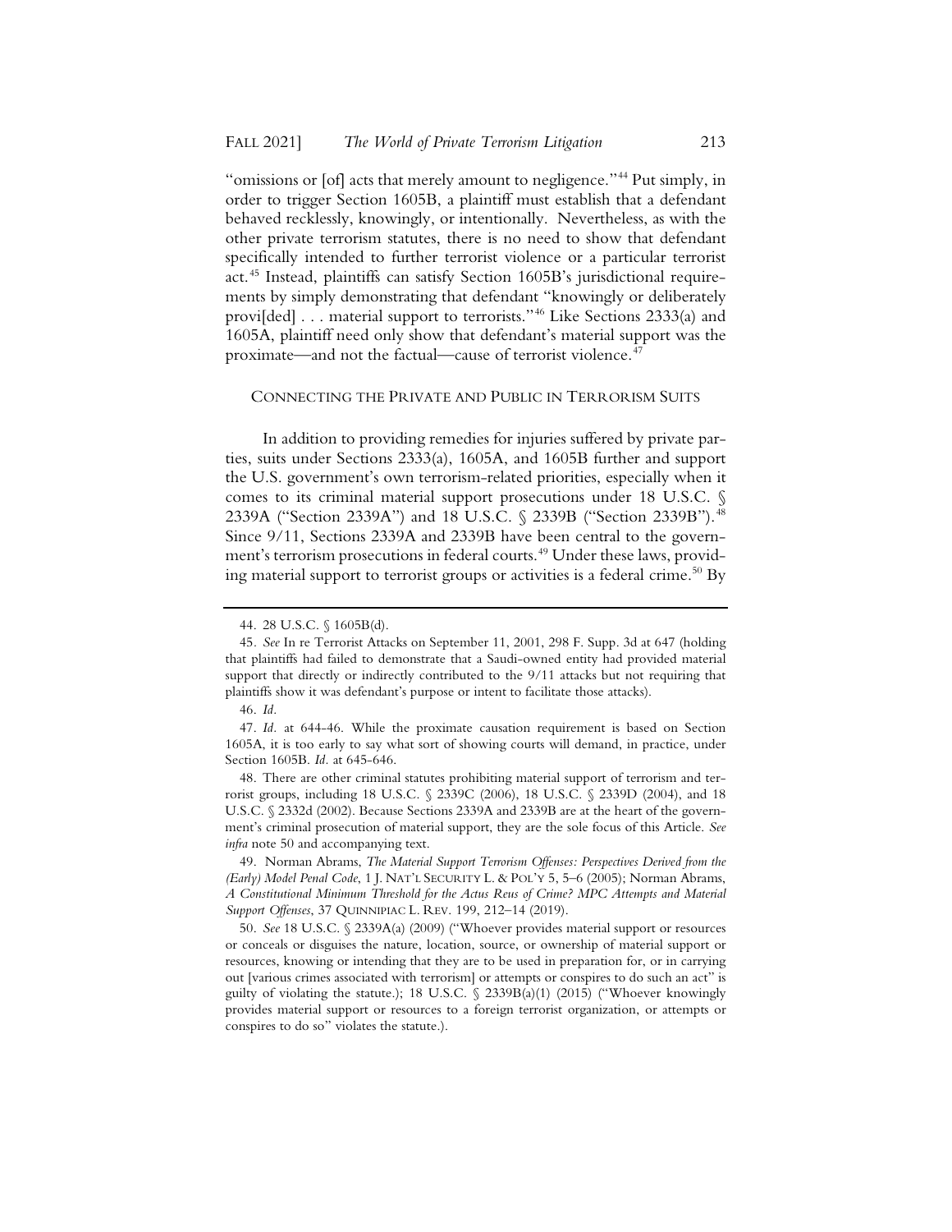"omissions or [of] acts that merely amount to negligence."[44] Put simply, in order to trigger Section 1605B, a plaintiff must establish that a defendant behaved recklessly, knowingly, or intentionally. Nevertheless, as with the other private terrorism statutes, there is no need to show that defendant specifically intended to further terrorist violence or a particular terrorist act.[45] Instead, plaintiffs can satisfy Section 1605B's jurisdictional requirements by simply demonstrating that defendant "knowingly or deliberately provi[ded] . . . material support to terrorists."[46] Like Sections 2333(a) and 1605A, plaintiff need only show that defendant's material support was the proximate—and not the factual—cause of terrorist violence.[47]

## Connecting the Private and Public in Terrorism Suits

In addition to providing remedies for injuries suffered by private parties, suits under Sections 2333(a), 1605A, and 1605B further and support the U.S. government's own terrorism-related priorities, especially when it comes to its criminal material support prosecutions under 18 U.S.C. § 2339A ("Section 2339A") and 18 U.S.C. § 2339B ("Section 2339B").[48] Since 9/11, Sections 2339A and 2339B have been central to the government's terrorism prosecutions in federal courts.[49] Under these laws, providing material support to terrorist groups or activities is a federal crime.[50] By

---

44. 28 U.S.C. § 1605B(d).

45. *See* In re Terrorist Attacks on September 11, 2001, 298 F. Supp. 3d at 647 (holding that plaintiffs had failed to demonstrate that a Saudi-owned entity had provided material support that directly or indirectly contributed to the 9/11 attacks but not requiring that plaintiffs show it was defendant's purpose or intent to facilitate those attacks).

46. *Id.*

47. *Id.* at 644-46. While the proximate causation requirement is based on Section 1605A, it is too early to say what sort of showing courts will demand, in practice, under Section 1605B. *Id.* at 645-646.

48. There are other criminal statutes prohibiting material support of terrorism and terrorist groups, including 18 U.S.C. § 2339C (2006), 18 U.S.C. § 2339D (2004), and 18 U.S.C. § 2332d (2002). Because Sections 2339A and 2339B are at the heart of the government's criminal prosecution of material support, they are the sole focus of this Article. *See infra* note 50 and accompanying text.

49. Norman Abrams, *The Material Support Terrorism Offenses: Perspectives Derived from the (Early) Model Penal Code*, 1 J. NAT'L SECURITY L. & POL'Y 5, 5–6 (2005); Norman Abrams, *A Constitutional Minimum Threshold for the Actus Reus of Crime? MPC Attempts and Material Support Offenses*, 37 QUINNIPIAC L. REV. 199, 212–14 (2019).

50. *See* 18 U.S.C. § 2339A(a) (2009) ("Whoever provides material support or resources or conceals or disguises the nature, location, source, or ownership of material support or resources, knowing or intending that they are to be used in preparation for, or in carrying out [various crimes associated with terrorism] or attempts or conspires to do such an act" is guilty of violating the statute.); 18 U.S.C. § 2339B(a)(1) (2015) ("Whoever knowingly provides material support or resources to a foreign terrorist organization, or attempts or conspires to do so" violates the statute.).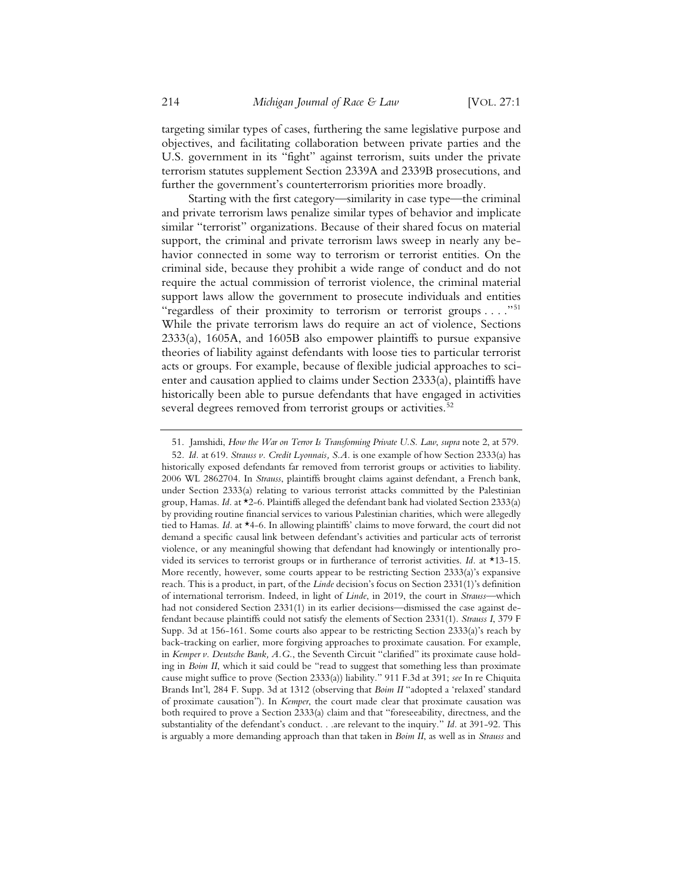targeting similar types of cases, furthering the same legislative purpose and objectives, and facilitating collaboration between private parties and the U.S. government in its "fight" against terrorism, suits under the private terrorism statutes supplement Section 2339A and 2339B prosecutions, and further the government's counterterrorism priorities more broadly.

Starting with the first category—similarity in case type—the criminal and private terrorism laws penalize similar types of behavior and implicate similar "terrorist" organizations. Because of their shared focus on material support, the criminal and private terrorism laws sweep in nearly any behavior connected in some way to terrorism or terrorist entities. On the criminal side, because they prohibit a wide range of conduct and do not require the actual commission of terrorist violence, the criminal material support laws allow the government to prosecute individuals and entities "regardless of their proximity to terrorism or terrorist groups . . . ."[51] While the private terrorism laws do require an act of violence, Sections 2333(a), 1605A, and 1605B also empower plaintiffs to pursue expansive theories of liability against defendants with loose ties to particular terrorist acts or groups. For example, because of flexible judicial approaches to scienter and causation applied to claims under Section 2333(a), plaintiffs have historically been able to pursue defendants that have engaged in activities several degrees removed from terrorist groups or activities.[52]

---

51. Jamshidi, *How the War on Terror Is Transforming Private U.S. Law*, *supra* note 2, at 579.

52. *Id.* at 619. *Strauss v. Credit Lyonnais, S.A.* is one example of how Section 2333(a) has historically exposed defendants far removed from terrorist groups or activities to liability. 2006 WL 2862704. In *Strauss*, plaintiffs brought claims against defendant, a French bank, under Section 2333(a) relating to various terrorist attacks committed by the Palestinian group, Hamas. *Id.* at *2-6. Plaintiffs alleged the defendant bank had violated Section 2333(a) by providing routine financial services to various Palestinian charities, which were allegedly tied to Hamas. *Id.* at *4-6. In allowing plaintiffs' claims to move forward, the court did not demand a specific causal link between defendant's activities and particular acts of terrorist violence, or any meaningful showing that defendant had knowingly or intentionally provided its services to terrorist groups or in furtherance of terrorist activities. *Id.* at *13-15. More recently, however, some courts appear to be restricting Section 2333(a)'s expansive reach. This is a product, in part, of the *Linde* decision's focus on Section 2331(1)'s definition of international terrorism. Indeed, in light of *Linde*, in 2019, the court in *Strauss*—which had not considered Section 2331(1) in its earlier decisions—dismissed the case against defendant because plaintiffs could not satisfy the elements of Section 2331(1). *Strauss I*, 379 F Supp. 3d at 156-161. Some courts also appear to be restricting Section 2333(a)'s reach by back-tracking on earlier, more forgiving approaches to proximate causation. For example, in *Kemper v. Deutsche Bank, A.G.*, the Seventh Circuit "clarified" its proximate cause holding in *Boim II*, which it said could be "read to suggest that something less than proximate cause might suffice to prove (Section 2333(a)) liability." 911 F.3d at 391; *see* In re Chiquita Brands Int'l, 284 F. Supp. 3d at 1312 (observing that *Boim II* "adopted a 'relaxed' standard of proximate causation"). In *Kemper*, the court made clear that proximate causation was both required to prove a Section 2333(a) claim and that "foreseeability, directness, and the substantiality of the defendant's conduct. . .are relevant to the inquiry." *Id.* at 391-92. This is arguably a more demanding approach than that taken in *Boim II*, as well as in *Strauss* and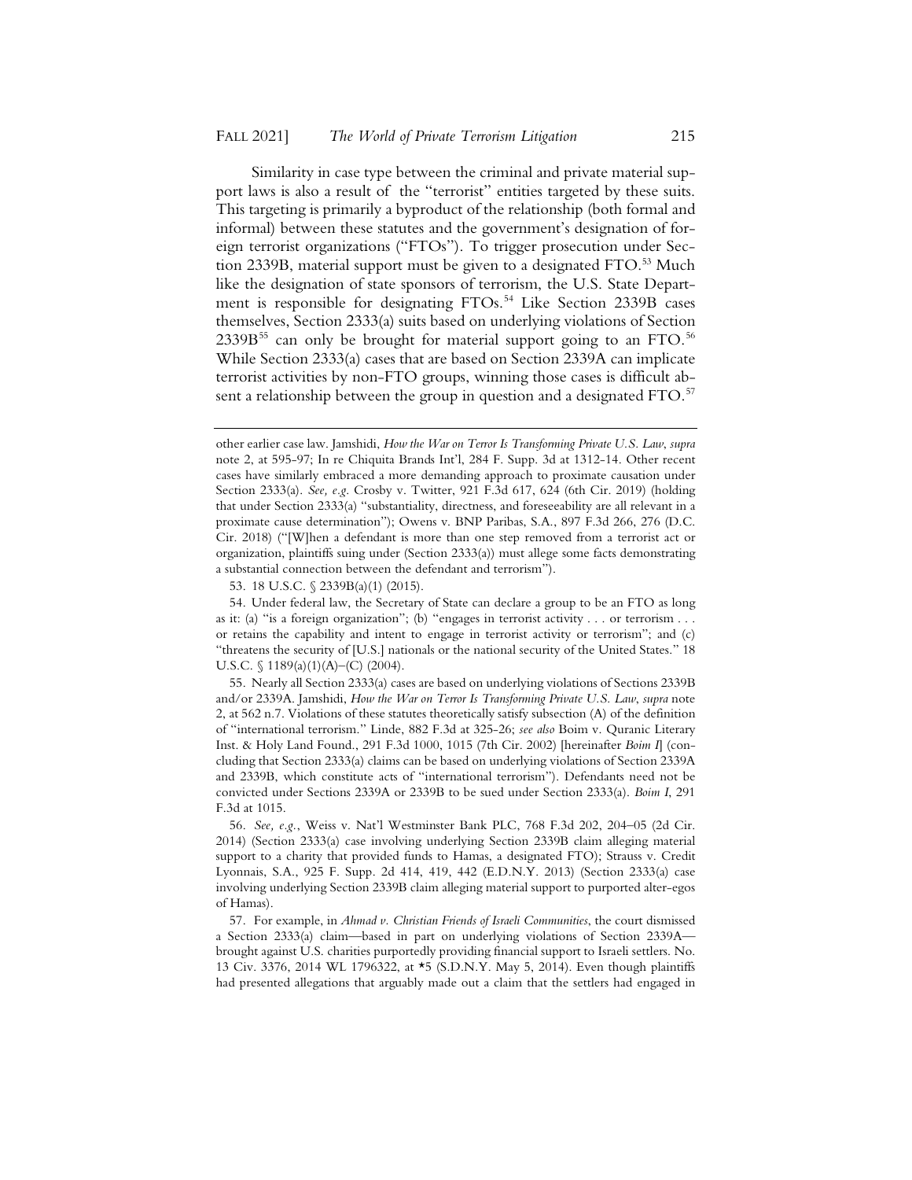Similarity in case type between the criminal and private material support laws is also a result of the "terrorist" entities targeted by these suits. This targeting is primarily a byproduct of the relationship (both formal and informal) between these statutes and the government's designation of foreign terrorist organizations ("FTOs"). To trigger prosecution under Section 2339B, material support must be given to a designated FTO.[53] Much like the designation of state sponsors of terrorism, the U.S. State Department is responsible for designating FTOs.[54] Like Section 2339B cases themselves, Section 2333(a) suits based on underlying violations of Section 2339B[55] can only be brought for material support going to an FTO.[56] While Section 2333(a) cases that are based on Section 2339A can implicate terrorist activities by non-FTO groups, winning those cases is difficult absent a relationship between the group in question and a designated FTO.[57]

---

other earlier case law. Jamshidi, *How the War on Terror Is Transforming Private U.S. Law*, *supra* note 2, at 595-97; In re Chiquita Brands Int'l, 284 F. Supp. 3d at 1312-14. Other recent cases have similarly embraced a more demanding approach to proximate causation under Section 2333(a). *See, e.g.* Crosby v. Twitter, 921 F.3d 617, 624 (6th Cir. 2019) (holding that under Section 2333(a) "substantiality, directness, and foreseeability are all relevant in a proximate cause determination"); Owens v. BNP Paribas, S.A., 897 F.3d 266, 276 (D.C. Cir. 2018) ("[W]hen a defendant is more than one step removed from a terrorist act or organization, plaintiffs suing under (Section 2333(a)) must allege some facts demonstrating a substantial connection between the defendant and terrorism").

53. 18 U.S.C. § 2339B(a)(1) (2015).

54. Under federal law, the Secretary of State can declare a group to be an FTO as long as it: (a) "is a foreign organization"; (b) "engages in terrorist activity . . . or terrorism . . . or retains the capability and intent to engage in terrorist activity or terrorism"; and (c) "threatens the security of [U.S.] nationals or the national security of the United States." 18 U.S.C. § 1189(a)(1)(A)–(C) (2004).

55. Nearly all Section 2333(a) cases are based on underlying violations of Sections 2339B and/or 2339A. Jamshidi, *How the War on Terror Is Transforming Private U.S. Law*, *supra* note 2, at 562 n.7. Violations of these statutes theoretically satisfy subsection (A) of the definition of "international terrorism." Linde, 882 F.3d at 325-26; *see also* Boim v. Quranic Literary Inst. & Holy Land Found., 291 F.3d 1000, 1015 (7th Cir. 2002) [hereinafter *Boim I*] (concluding that Section 2333(a) claims can be based on underlying violations of Section 2339A and 2339B, which constitute acts of "international terrorism"). Defendants need not be convicted under Sections 2339A or 2339B to be sued under Section 2333(a). *Boim I*, 291 F.3d at 1015.

56. *See, e.g.*, Weiss v. Nat'l Westminster Bank PLC, 768 F.3d 202, 204–05 (2d Cir. 2014) (Section 2333(a) case involving underlying Section 2339B claim alleging material support to a charity that provided funds to Hamas, a designated FTO); Strauss v. Credit Lyonnais, S.A., 925 F. Supp. 2d 414, 419, 442 (E.D.N.Y. 2013) (Section 2333(a) case involving underlying Section 2339B claim alleging material support to purported alter-egos of Hamas).

57. For example, in *Ahmad v. Christian Friends of Israeli Communities*, the court dismissed a Section 2333(a) claim—based in part on underlying violations of Section 2339A—brought against U.S. charities purportedly providing financial support to Israeli settlers. No. 13 Civ. 3376, 2014 WL 1796322, at *5 (S.D.N.Y. May 5, 2014). Even though plaintiffs had presented allegations that arguably made out a claim that the settlers had engaged in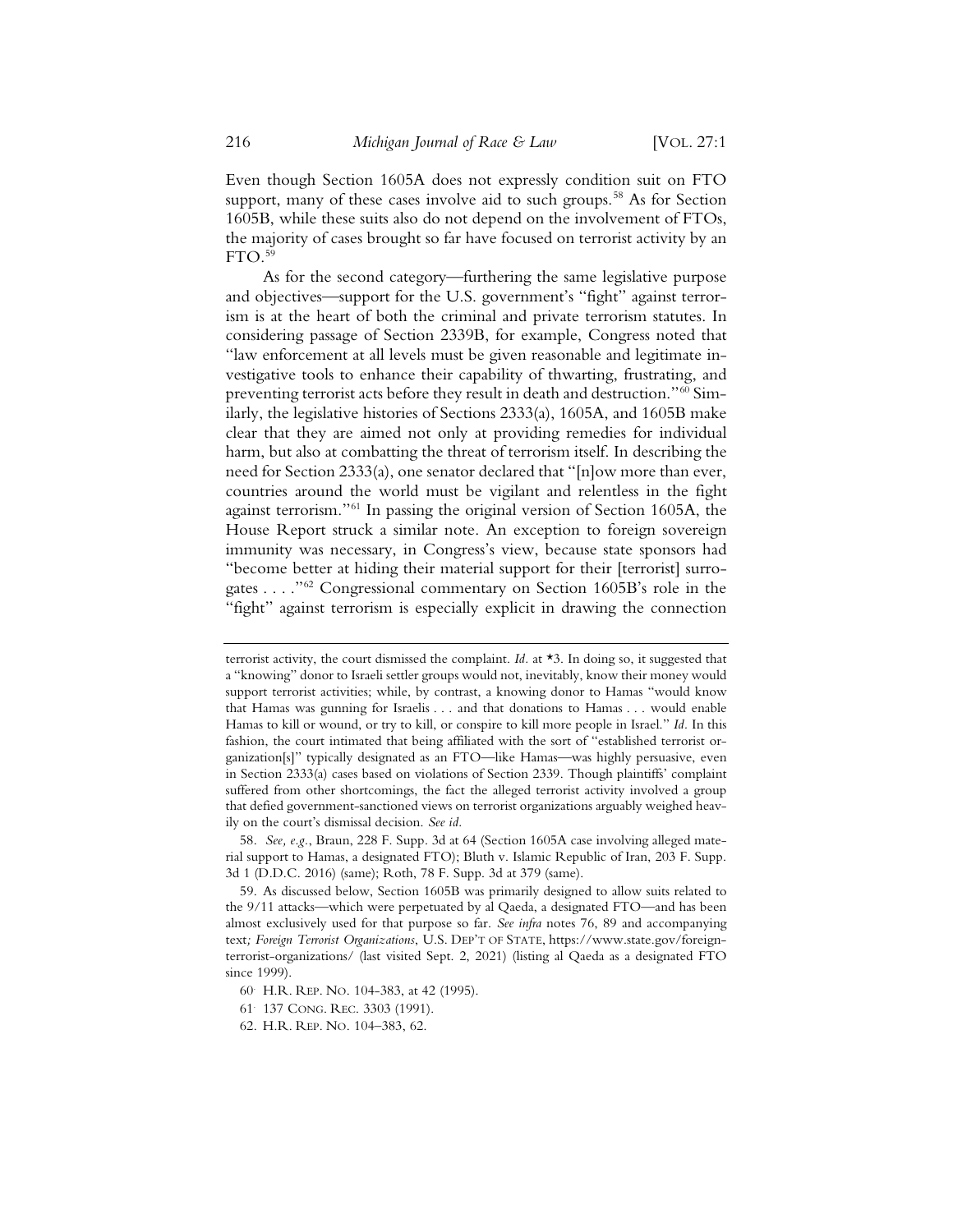Even though Section 1605A does not expressly condition suit on FTO support, many of these cases involve aid to such groups.[58] As for Section 1605B, while these suits also do not depend on the involvement of FTOs, the majority of cases brought so far have focused on terrorist activity by an FTO.[59]

As for the second category—furthering the same legislative purpose and objectives—support for the U.S. government's "fight" against terrorism is at the heart of both the criminal and private terrorism statutes. In considering passage of Section 2339B, for example, Congress noted that "law enforcement at all levels must be given reasonable and legitimate investigative tools to enhance their capability of thwarting, frustrating, and preventing terrorist acts before they result in death and destruction."[60] Similarly, the legislative histories of Sections 2333(a), 1605A, and 1605B make clear that they are aimed not only at providing remedies for individual harm, but also at combatting the threat of terrorism itself. In describing the need for Section 2333(a), one senator declared that "[n]ow more than ever, countries around the world must be vigilant and relentless in the fight against terrorism."[61] In passing the original version of Section 1605A, the House Report struck a similar note. An exception to foreign sovereign immunity was necessary, in Congress's view, because state sponsors had "become better at hiding their material support for their [terrorist] surrogates . . . ."[62] Congressional commentary on Section 1605B's role in the "fight" against terrorism is especially explicit in drawing the connection

---

terrorist activity, the court dismissed the complaint. *Id.* at *3. In doing so, it suggested that a "knowing" donor to Israeli settler groups would not, inevitably, know their money would support terrorist activities; while, by contrast, a knowing donor to Hamas "would know that Hamas was gunning for Israelis . . . and that donations to Hamas . . . would enable Hamas to kill or wound, or try to kill, or conspire to kill more people in Israel." *Id.* In this fashion, the court intimated that being affiliated with the sort of "established terrorist organization[s]" typically designated as an FTO—like Hamas—was highly persuasive, even in Section 2333(a) cases based on violations of Section 2339. Though plaintiffs' complaint suffered from other shortcomings, the fact the alleged terrorist activity involved a group that defied government-sanctioned views on terrorist organizations arguably weighed heavily on the court's dismissal decision. *See id.*

58. *See, e.g.*, Braun, 228 F. Supp. 3d at 64 (Section 1605A case involving alleged material support to Hamas, a designated FTO); Bluth v. Islamic Republic of Iran, 203 F. Supp. 3d 1 (D.D.C. 2016) (same); Roth, 78 F. Supp. 3d at 379 (same).

59. As discussed below, Section 1605B was primarily designed to allow suits related to the 9/11 attacks—which were perpetuated by al Qaeda, a designated FTO—and has been almost exclusively used for that purpose so far. *See infra* notes 76, 89 and accompanying text; *Foreign Terrorist Organizations*, U.S. DEP'T OF STATE, https://www.state.gov/foreign-terrorist-organizations/ (last visited Sept. 2, 2021) (listing al Qaeda as a designated FTO since 1999).

60. H.R. REP. NO. 104-383, at 42 (1995).

61. 137 CONG. REC. 3303 (1991).

62. H.R. REP. NO. 104–383, 62.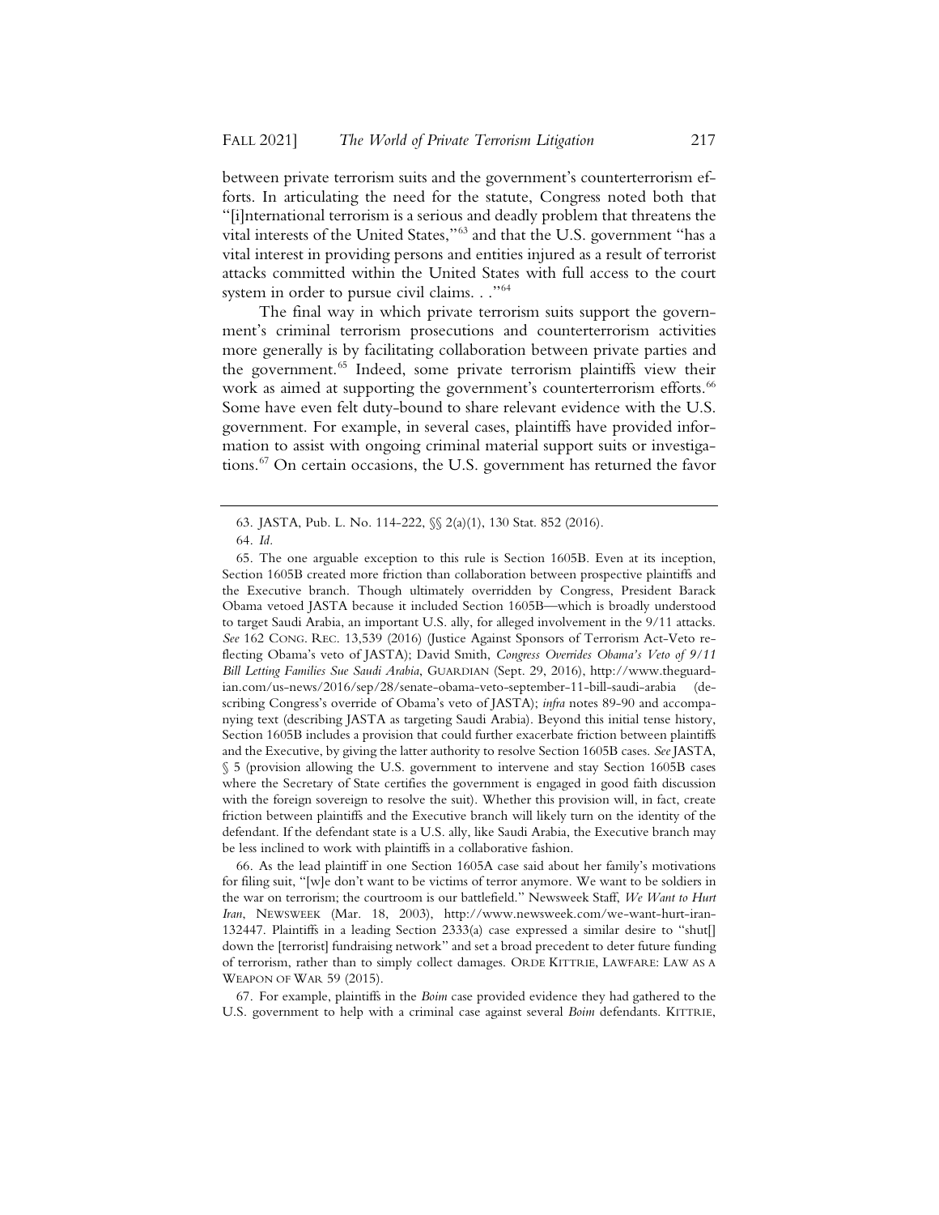between private terrorism suits and the government's counterterrorism efforts. In articulating the need for the statute, Congress noted both that "[i]nternational terrorism is a serious and deadly problem that threatens the vital interests of the United States,"[63] and that the U.S. government "has a vital interest in providing persons and entities injured as a result of terrorist attacks committed within the United States with full access to the court system in order to pursue civil claims. . ."[64]

The final way in which private terrorism suits support the government's criminal terrorism prosecutions and counterterrorism activities more generally is by facilitating collaboration between private parties and the government.[65] Indeed, some private terrorism plaintiffs view their work as aimed at supporting the government's counterterrorism efforts.[66] Some have even felt duty-bound to share relevant evidence with the U.S. government. For example, in several cases, plaintiffs have provided information to assist with ongoing criminal material support suits or investigations.[67] On certain occasions, the U.S. government has returned the favor

---

63. JASTA, Pub. L. No. 114-222, §§ 2(a)(1), 130 Stat. 852 (2016).

64. *Id.*

65. The one arguable exception to this rule is Section 1605B. Even at its inception, Section 1605B created more friction than collaboration between prospective plaintiffs and the Executive branch. Though ultimately overridden by Congress, President Barack Obama vetoed JASTA because it included Section 1605B—which is broadly understood to target Saudi Arabia, an important U.S. ally, for alleged involvement in the 9/11 attacks. *See* 162 CONG. REC. 13,539 (2016) (Justice Against Sponsors of Terrorism Act-Veto reflecting Obama's veto of JASTA); David Smith, *Congress Overrides Obama's Veto of 9/11 Bill Letting Families Sue Saudi Arabia*, GUARDIAN (Sept. 29, 2016), http://www.theguardian.com/us-news/2016/sep/28/senate-obama-veto-september-11-bill-saudi-arabia (describing Congress's override of Obama's veto of JASTA); *infra* notes 89-90 and accompanying text (describing JASTA as targeting Saudi Arabia). Beyond this initial tense history, Section 1605B includes a provision that could further exacerbate friction between plaintiffs and the Executive, by giving the latter authority to resolve Section 1605B cases. *See* JASTA, § 5 (provision allowing the U.S. government to intervene and stay Section 1605B cases where the Secretary of State certifies the government is engaged in good faith discussion with the foreign sovereign to resolve the suit). Whether this provision will, in fact, create friction between plaintiffs and the Executive branch will likely turn on the identity of the defendant. If the defendant state is a U.S. ally, like Saudi Arabia, the Executive branch may be less inclined to work with plaintiffs in a collaborative fashion.

66. As the lead plaintiff in one Section 1605A case said about her family's motivations for filing suit, "[w]e don't want to be victims of terror anymore. We want to be soldiers in the war on terrorism; the courtroom is our battlefield." Newsweek Staff, *We Want to Hurt Iran*, NEWSWEEK (Mar. 18, 2003), http://www.newsweek.com/we-want-hurt-iran-132447. Plaintiffs in a leading Section 2333(a) case expressed a similar desire to "shut[] down the [terrorist] fundraising network" and set a broad precedent to deter future funding of terrorism, rather than to simply collect damages. ORDE KITTRIE, LAWFARE: LAW AS A WEAPON OF WAR 59 (2015).

67. For example, plaintiffs in the *Boim* case provided evidence they had gathered to the U.S. government to help with a criminal case against several *Boim* defendants. KITTRIE,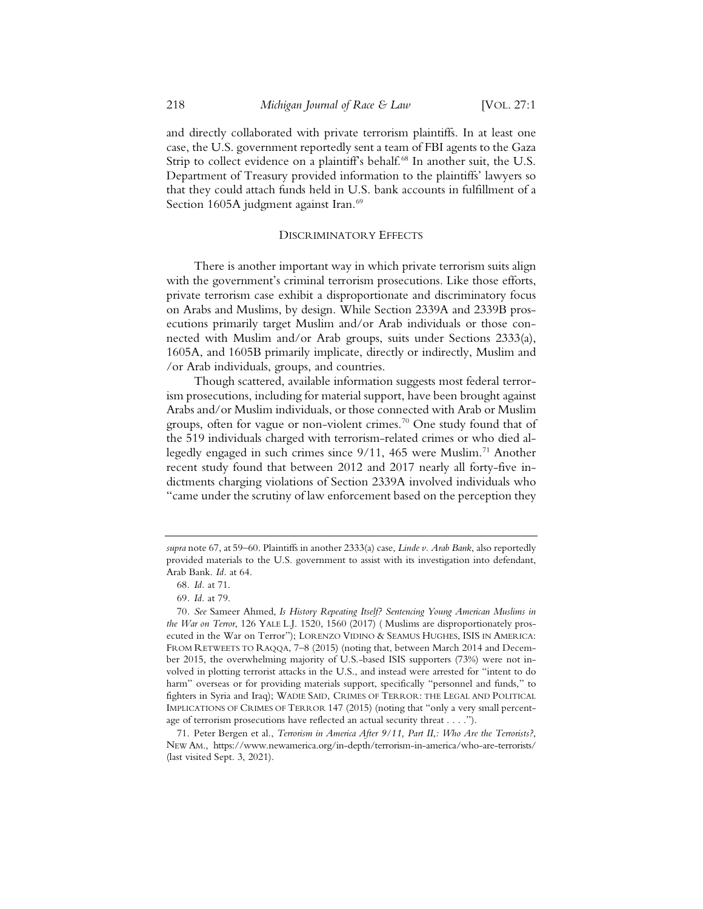and directly collaborated with private terrorism plaintiffs. In at least one case, the U.S. government reportedly sent a team of FBI agents to the Gaza Strip to collect evidence on a plaintiff's behalf.[68] In another suit, the U.S. Department of Treasury provided information to the plaintiffs' lawyers so that they could attach funds held in U.S. bank accounts in fulfillment of a Section 1605A judgment against Iran.[69]

## DISCRIMINATORY EFFECTS

There is another important way in which private terrorism suits align with the government's criminal terrorism prosecutions. Like those efforts, private terrorism case exhibit a disproportionate and discriminatory focus on Arabs and Muslims, by design. While Section 2339A and 2339B prosecutions primarily target Muslim and/or Arab individuals or those connected with Muslim and/or Arab groups, suits under Sections 2333(a), 1605A, and 1605B primarily implicate, directly or indirectly, Muslim and /or Arab individuals, groups, and countries.

Though scattered, available information suggests most federal terrorism prosecutions, including for material support, have been brought against Arabs and/or Muslim individuals, or those connected with Arab or Muslim groups, often for vague or non-violent crimes.[70] One study found that of the 519 individuals charged with terrorism-related crimes or who died allegedly engaged in such crimes since 9/11, 465 were Muslim.[71] Another recent study found that between 2012 and 2017 nearly all forty-five indictments charging violations of Section 2339A involved individuals who "came under the scrutiny of law enforcement based on the perception they

---

*supra* note 67, at 59–60. Plaintiffs in another 2333(a) case, *Linde v. Arab Bank*, also reportedly provided materials to the U.S. government to assist with its investigation into defendant, Arab Bank. *Id.* at 64.

68. *Id.* at 71.

69. *Id.* at 79.

70. *See* Sameer Ahmed, *Is History Repeating Itself? Sentencing Young American Muslims in the War on Terror*, 126 YALE L.J. 1520, 1560 (2017) ( Muslims are disproportionately prosecuted in the War on Terror"); LORENZO VIDINO & SEAMUS HUGHES, ISIS IN AMERICA: FROM RETWEETS TO RAQQA, 7–8 (2015) (noting that, between March 2014 and December 2015, the overwhelming majority of U.S.-based ISIS supporters (73%) were not involved in plotting terrorist attacks in the U.S., and instead were arrested for "intent to do harm" overseas or for providing materials support, specifically "personnel and funds," to fighters in Syria and Iraq); WADIE SAID, CRIMES OF TERROR: THE LEGAL AND POLITICAL IMPLICATIONS OF CRIMES OF TERROR 147 (2015) (noting that "only a very small percentage of terrorism prosecutions have reflected an actual security threat . . . .").

71. Peter Bergen et al., *Terrorism in America After 9/11, Part II,: Who Are the Terrorists?*, NEW AM., https://www.newamerica.org/in-depth/terrorism-in-america/who-are-terrorists/ (last visited Sept. 3, 2021).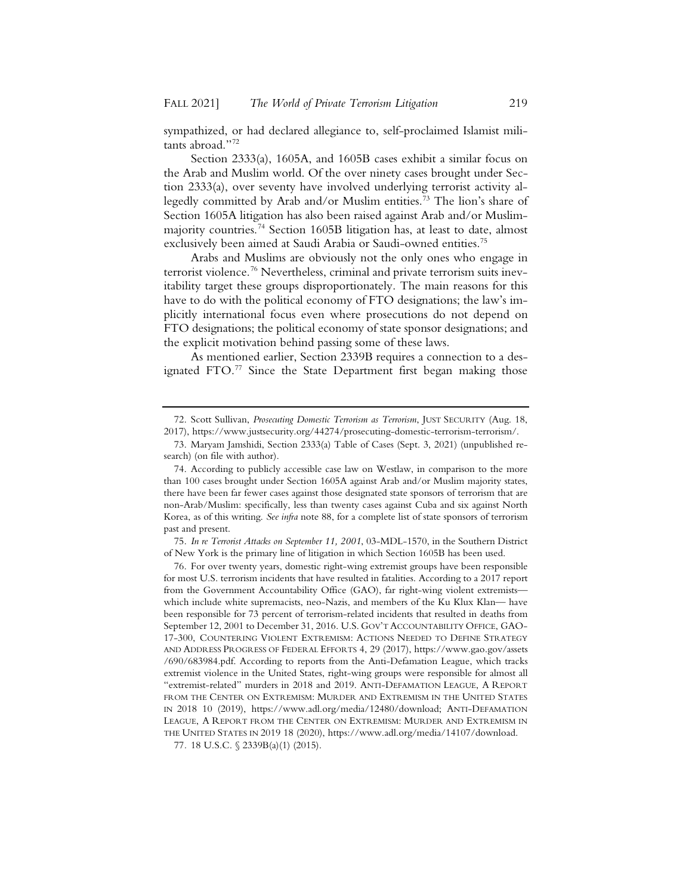sympathized, or had declared allegiance to, self-proclaimed Islamist militants abroad."[72]

Section 2333(a), 1605A, and 1605B cases exhibit a similar focus on the Arab and Muslim world. Of the over ninety cases brought under Section 2333(a), over seventy have involved underlying terrorist activity allegedly committed by Arab and/or Muslim entities.[73] The lion's share of Section 1605A litigation has also been raised against Arab and/or Muslim-majority countries.[74] Section 1605B litigation has, at least to date, almost exclusively been aimed at Saudi Arabia or Saudi-owned entities.[75]

Arabs and Muslims are obviously not the only ones who engage in terrorist violence.[76] Nevertheless, criminal and private terrorism suits inevitability target these groups disproportionately. The main reasons for this have to do with the political economy of FTO designations; the law's implicitly international focus even where prosecutions do not depend on FTO designations; the political economy of state sponsor designations; and the explicit motivation behind passing some of these laws.

As mentioned earlier, Section 2339B requires a connection to a designated FTO.[77] Since the State Department first began making those

---

72. Scott Sullivan, *Prosecuting Domestic Terrorism as Terrorism*, JUST SECURITY (Aug. 18, 2017), https://www.justsecurity.org/44274/prosecuting-domestic-terrorism-terrorism/.

73. Maryam Jamshidi, Section 2333(a) Table of Cases (Sept. 3, 2021) (unpublished research) (on file with author).

74. According to publicly accessible case law on Westlaw, in comparison to the more than 100 cases brought under Section 1605A against Arab and/or Muslim majority states, there have been far fewer cases against those designated state sponsors of terrorism that are non-Arab/Muslim: specifically, less than twenty cases against Cuba and six against North Korea, as of this writing. *See infra* note 88, for a complete list of state sponsors of terrorism past and present.

75. *In re Terrorist Attacks on September 11, 2001*, 03-MDL-1570, in the Southern District of New York is the primary line of litigation in which Section 1605B has been used.

76. For over twenty years, domestic right-wing extremist groups have been responsible for most U.S. terrorism incidents that have resulted in fatalities. According to a 2017 report from the Government Accountability Office (GAO), far right-wing violent extremists—which include white supremacists, neo-Nazis, and members of the Ku Klux Klan— have been responsible for 73 percent of terrorism-related incidents that resulted in deaths from September 12, 2001 to December 31, 2016. U.S. GOV'T ACCOUNTABILITY OFFICE, GAO-17-300, COUNTERING VIOLENT EXTREMISM: ACTIONS NEEDED TO DEFINE STRATEGY AND ADDRESS PROGRESS OF FEDERAL EFFORTS 4, 29 (2017), https://www.gao.gov/assets/690/683984.pdf. According to reports from the Anti-Defamation League, which tracks extremist violence in the United States, right-wing groups were responsible for almost all "extremist-related" murders in 2018 and 2019. ANTI-DEFAMATION LEAGUE, A REPORT FROM THE CENTER ON EXTREMISM: MURDER AND EXTREMISM IN THE UNITED STATES IN 2018 10 (2019), https://www.adl.org/media/12480/download; ANTI-DEFAMATION LEAGUE, A REPORT FROM THE CENTER ON EXTREMISM: MURDER AND EXTREMISM IN THE UNITED STATES IN 2019 18 (2020), https://www.adl.org/media/14107/download.

77. 18 U.S.C. § 2339B(a)(1) (2015).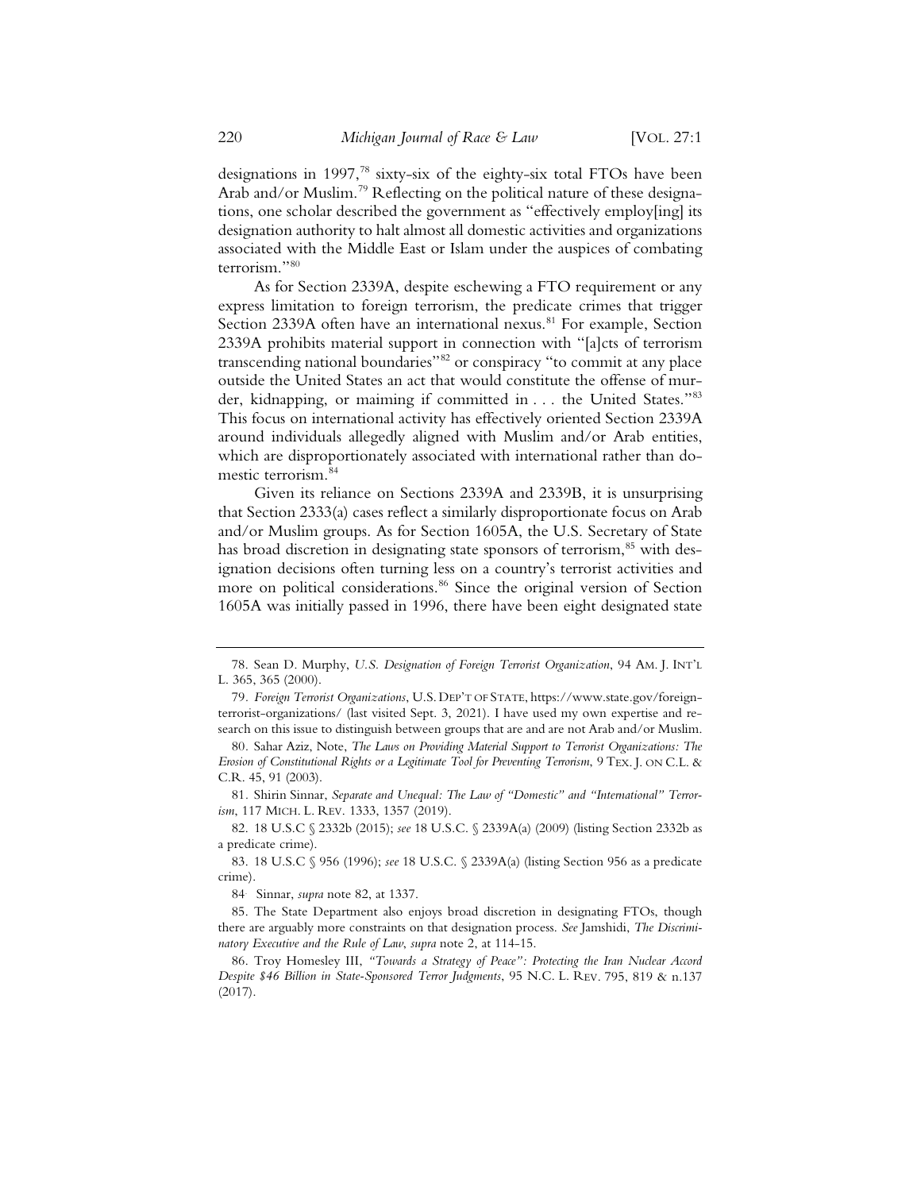designations in 1997,[78] sixty-six of the eighty-six total FTOs have been Arab and/or Muslim.[79] Reflecting on the political nature of these designations, one scholar described the government as "effectively employ[ing] its designation authority to halt almost all domestic activities and organizations associated with the Middle East or Islam under the auspices of combating terrorism."[80]

As for Section 2339A, despite eschewing a FTO requirement or any express limitation to foreign terrorism, the predicate crimes that trigger Section 2339A often have an international nexus.[81] For example, Section 2339A prohibits material support in connection with "[a]cts of terrorism transcending national boundaries"[82] or conspiracy "to commit at any place outside the United States an act that would constitute the offense of murder, kidnapping, or maiming if committed in . . . the United States."[83] This focus on international activity has effectively oriented Section 2339A around individuals allegedly aligned with Muslim and/or Arab entities, which are disproportionately associated with international rather than domestic terrorism.[84]

Given its reliance on Sections 2339A and 2339B, it is unsurprising that Section 2333(a) cases reflect a similarly disproportionate focus on Arab and/or Muslim groups. As for Section 1605A, the U.S. Secretary of State has broad discretion in designating state sponsors of terrorism,[85] with designation decisions often turning less on a country's terrorist activities and more on political considerations.[86] Since the original version of Section 1605A was initially passed in 1996, there have been eight designated state

---

78. Sean D. Murphy, *U.S. Designation of Foreign Terrorist Organization*, 94 AM. J. INT'L L. 365, 365 (2000).

79. *Foreign Terrorist Organizations*, U.S. DEP'T OF STATE, https://www.state.gov/foreign-terrorist-organizations/ (last visited Sept. 3, 2021). I have used my own expertise and research on this issue to distinguish between groups that are and are not Arab and/or Muslim.

80. Sahar Aziz, Note, *The Laws on Providing Material Support to Terrorist Organizations: The Erosion of Constitutional Rights or a Legitimate Tool for Preventing Terrorism*, 9 TEX. J. ON C.L. & C.R. 45, 91 (2003).

81. Shirin Sinnar, *Separate and Unequal: The Law of "Domestic" and "International" Terrorism*, 117 MICH. L. REV. 1333, 1357 (2019).

82. 18 U.S.C § 2332b (2015); *see* 18 U.S.C. § 2339A(a) (2009) (listing Section 2332b as a predicate crime).

83. 18 U.S.C § 956 (1996); *see* 18 U.S.C. § 2339A(a) (listing Section 956 as a predicate crime).

84. Sinnar, *supra* note 82, at 1337.

85. The State Department also enjoys broad discretion in designating FTOs, though there are arguably more constraints on that designation process. *See* Jamshidi, *The Discriminatory Executive and the Rule of Law*, *supra* note 2, at 114-15.

86. Troy Homesley III, *"Towards a Strategy of Peace": Protecting the Iran Nuclear Accord Despite $46 Billion in State-Sponsored Terror Judgments*, 95 N.C. L. REV. 795, 819 & n.137 (2017).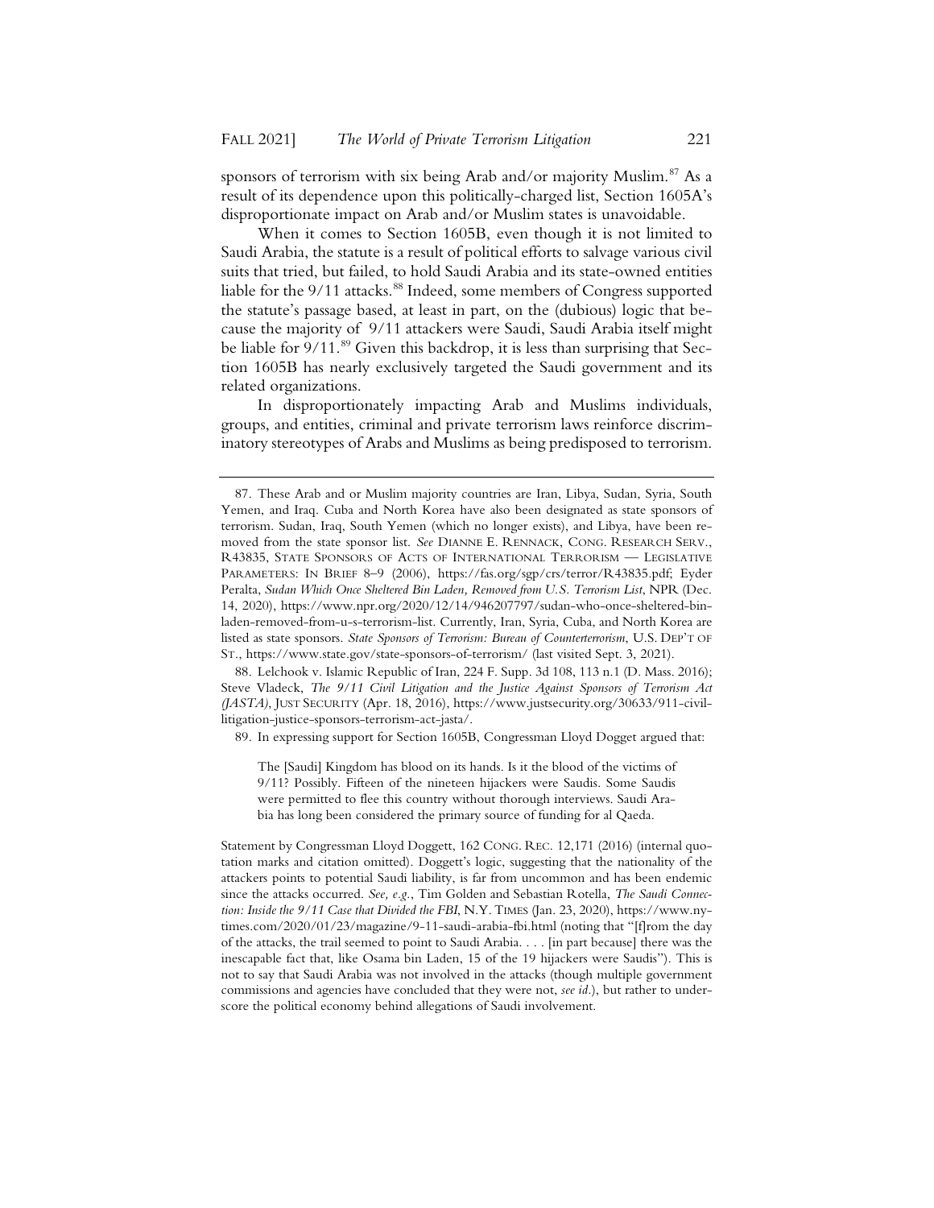sponsors of terrorism with six being Arab and/or majority Muslim.[87] As a result of its dependence upon this politically-charged list, Section 1605A's disproportionate impact on Arab and/or Muslim states is unavoidable.

When it comes to Section 1605B, even though it is not limited to Saudi Arabia, the statute is a result of political efforts to salvage various civil suits that tried, but failed, to hold Saudi Arabia and its state-owned entities liable for the 9/11 attacks.[88] Indeed, some members of Congress supported the statute's passage based, at least in part, on the (dubious) logic that because the majority of 9/11 attackers were Saudi, Saudi Arabia itself might be liable for 9/11.[89] Given this backdrop, it is less than surprising that Section 1605B has nearly exclusively targeted the Saudi government and its related organizations.

In disproportionately impacting Arab and Muslims individuals, groups, and entities, criminal and private terrorism laws reinforce discriminatory stereotypes of Arabs and Muslims as being predisposed to terrorism.

---

87. These Arab and or Muslim majority countries are Iran, Libya, Sudan, Syria, South Yemen, and Iraq. Cuba and North Korea have also been designated as state sponsors of terrorism. Sudan, Iraq, South Yemen (which no longer exists), and Libya, have been removed from the state sponsor list. *See* DIANNE E. RENNACK, CONG. RESEARCH SERV., R43835, STATE SPONSORS OF ACTS OF INTERNATIONAL TERRORISM — LEGISLATIVE PARAMETERS: IN BRIEF 8–9 (2006), https://fas.org/sgp/crs/terror/R43835.pdf; Eyder Peralta, *Sudan Which Once Sheltered Bin Laden, Removed from U.S. Terrorism List*, NPR (Dec. 14, 2020), https://www.npr.org/2020/12/14/946207797/sudan-who-once-sheltered-bin-laden-removed-from-u-s-terrorism-list. Currently, Iran, Syria, Cuba, and North Korea are listed as state sponsors. *State Sponsors of Terrorism: Bureau of Counterterrorism*, U.S. DEP'T OF ST., https://www.state.gov/state-sponsors-of-terrorism/ (last visited Sept. 3, 2021).

88. Lelchook v. Islamic Republic of Iran, 224 F. Supp. 3d 108, 113 n.1 (D. Mass. 2016); Steve Vladeck, *The 9/11 Civil Litigation and the Justice Against Sponsors of Terrorism Act (JASTA)*, JUST SECURITY (Apr. 18, 2016), https://www.justsecurity.org/30633/911-civil-litigation-justice-sponsors-terrorism-act-jasta/.

89. In expressing support for Section 1605B, Congressman Lloyd Dogget argued that:

> The [Saudi] Kingdom has blood on its hands. Is it the blood of the victims of 9/11? Possibly. Fifteen of the nineteen hijackers were Saudis. Some Saudis were permitted to flee this country without thorough interviews. Saudi Arabia has long been considered the primary source of funding for al Qaeda.

Statement by Congressman Lloyd Doggett, 162 CONG. REC. 12,171 (2016) (internal quotation marks and citation omitted). Doggett's logic, suggesting that the nationality of the attackers points to potential Saudi liability, is far from uncommon and has been endemic since the attacks occurred. *See, e.g.*, Tim Golden and Sebastian Rotella, *The Saudi Connection: Inside the 9/11 Case that Divided the FBI*, N.Y. TIMES (Jan. 23, 2020), https://www.nytimes.com/2020/01/23/magazine/9-11-saudi-arabia-fbi.html (noting that "[f]rom the day of the attacks, the trail seemed to point to Saudi Arabia. . . . [in part because] there was the inescapable fact that, like Osama bin Laden, 15 of the 19 hijackers were Saudis"). This is not to say that Saudi Arabia was not involved in the attacks (though multiple government commissions and agencies have concluded that they were not, *see id.*), but rather to underscore the political economy behind allegations of Saudi involvement.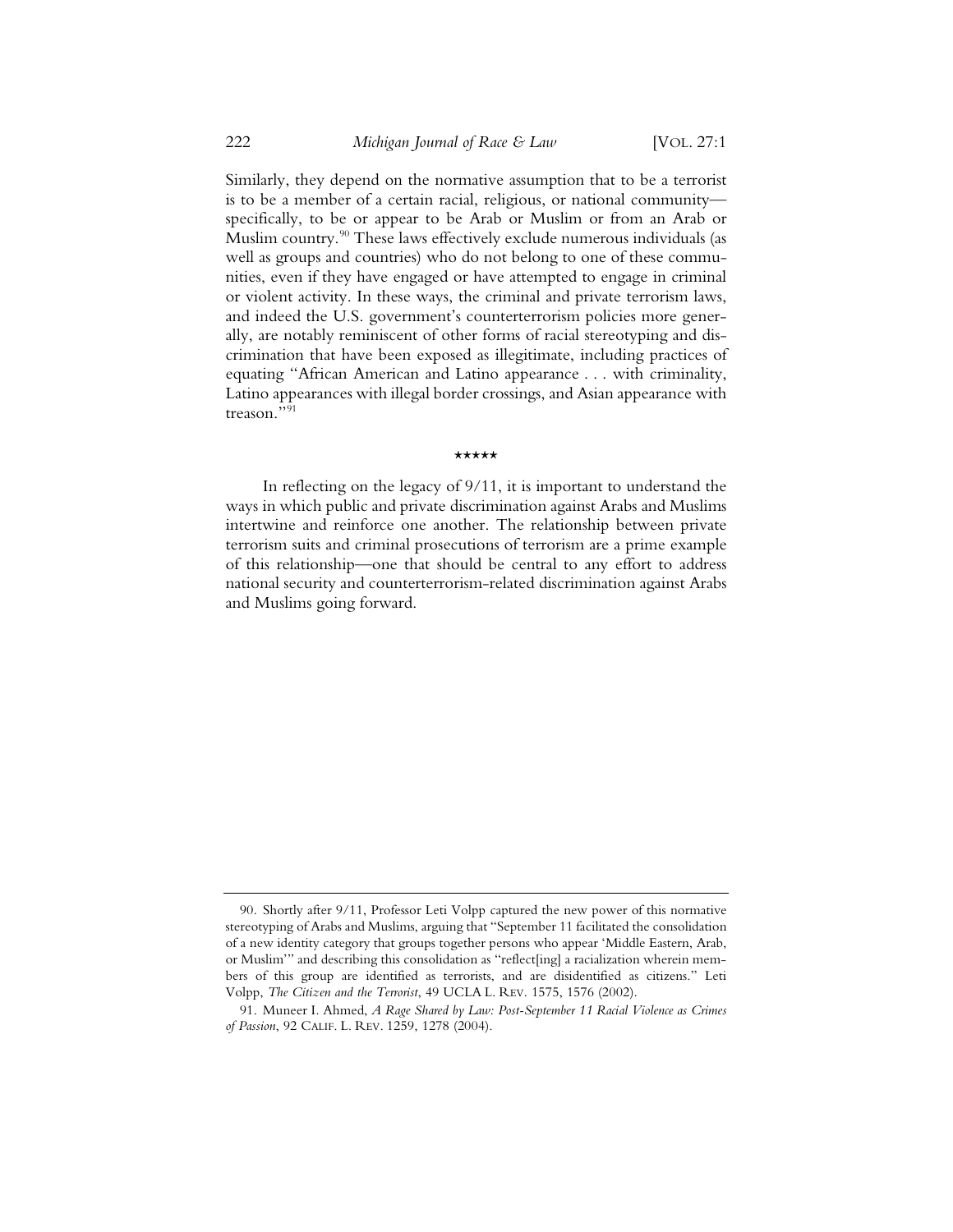Similarly, they depend on the normative assumption that to be a terrorist is to be a member of a certain racial, religious, or national community—specifically, to be or appear to be Arab or Muslim or from an Arab or Muslim country.[90] These laws effectively exclude numerous individuals (as well as groups and countries) who do not belong to one of these communities, even if they have engaged or have attempted to engage in criminal or violent activity. In these ways, the criminal and private terrorism laws, and indeed the U.S. government's counterterrorism policies more generally, are notably reminiscent of other forms of racial stereotyping and discrimination that have been exposed as illegitimate, including practices of equating "African American and Latino appearance . . . with criminality, Latino appearances with illegal border crossings, and Asian appearance with treason."[91]

\*\*\*\*\*

In reflecting on the legacy of 9/11, it is important to understand the ways in which public and private discrimination against Arabs and Muslims intertwine and reinforce one another. The relationship between private terrorism suits and criminal prosecutions of terrorism are a prime example of this relationship—one that should be central to any effort to address national security and counterterrorism-related discrimination against Arabs and Muslims going forward.

---

90. Shortly after 9/11, Professor Leti Volpp captured the new power of this normative stereotyping of Arabs and Muslims, arguing that "September 11 facilitated the consolidation of a new identity category that groups together persons who appear 'Middle Eastern, Arab, or Muslim'" and describing this consolidation as "reflect[ing] a racialization wherein members of this group are identified as terrorists, and are disidentified as citizens." Leti Volpp, *The Citizen and the Terrorist*, 49 UCLA L. Rev. 1575, 1576 (2002).

91. Muneer I. Ahmed, *A Rage Shared by Law: Post-September 11 Racial Violence as Crimes of Passion*, 92 Calif. L. Rev. 1259, 1278 (2004).